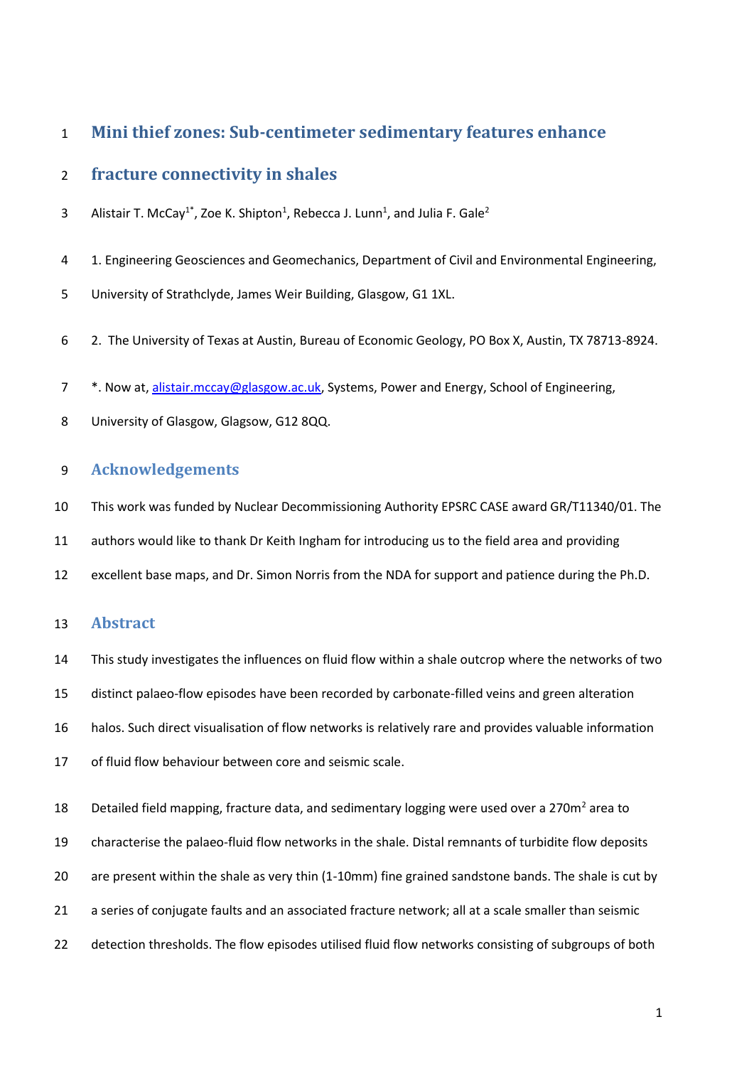# Mini thief zones: Sub-centimeter sedimentary features enhance fracture connectivity in shales

Alistair T. McCay[1*], Zoe K. Shipton[1], Rebecca J. Lunn[1], and Julia F. Gale[2]

1. Engineering Geosciences and Geomechanics, Department of Civil and Environmental Engineering, University of Strathclyde, James Weir Building, Glasgow, G1 1XL.

2. The University of Texas at Austin, Bureau of Economic Geology, PO Box X, Austin, TX 78713-8924.

*. Now at, alistair.mccay@glasgow.ac.uk, Systems, Power and Energy, School of Engineering, University of Glasgow, Glasgow, G12 8QQ.

## Acknowledgements

This work was funded by Nuclear Decommissioning Authority EPSRC CASE award GR/T11340/01. The authors would like to thank Dr Keith Ingham for introducing us to the field area and providing excellent base maps, and Dr. Simon Norris from the NDA for support and patience during the Ph.D.

## Abstract

This study investigates the influences on fluid flow within a shale outcrop where the networks of two distinct palaeo-flow episodes have been recorded by carbonate-filled veins and green alteration halos. Such direct visualisation of flow networks is relatively rare and provides valuable information of fluid flow behaviour between core and seismic scale.

Detailed field mapping, fracture data, and sedimentary logging were used over a 270m$^2$ area to characterise the palaeo-fluid flow networks in the shale. Distal remnants of turbidite flow deposits are present within the shale as very thin (1-10mm) fine grained sandstone bands. The shale is cut by a series of conjugate faults and an associated fracture network; all at a scale smaller than seismic detection thresholds. The flow episodes utilised fluid flow networks consisting of subgroups of both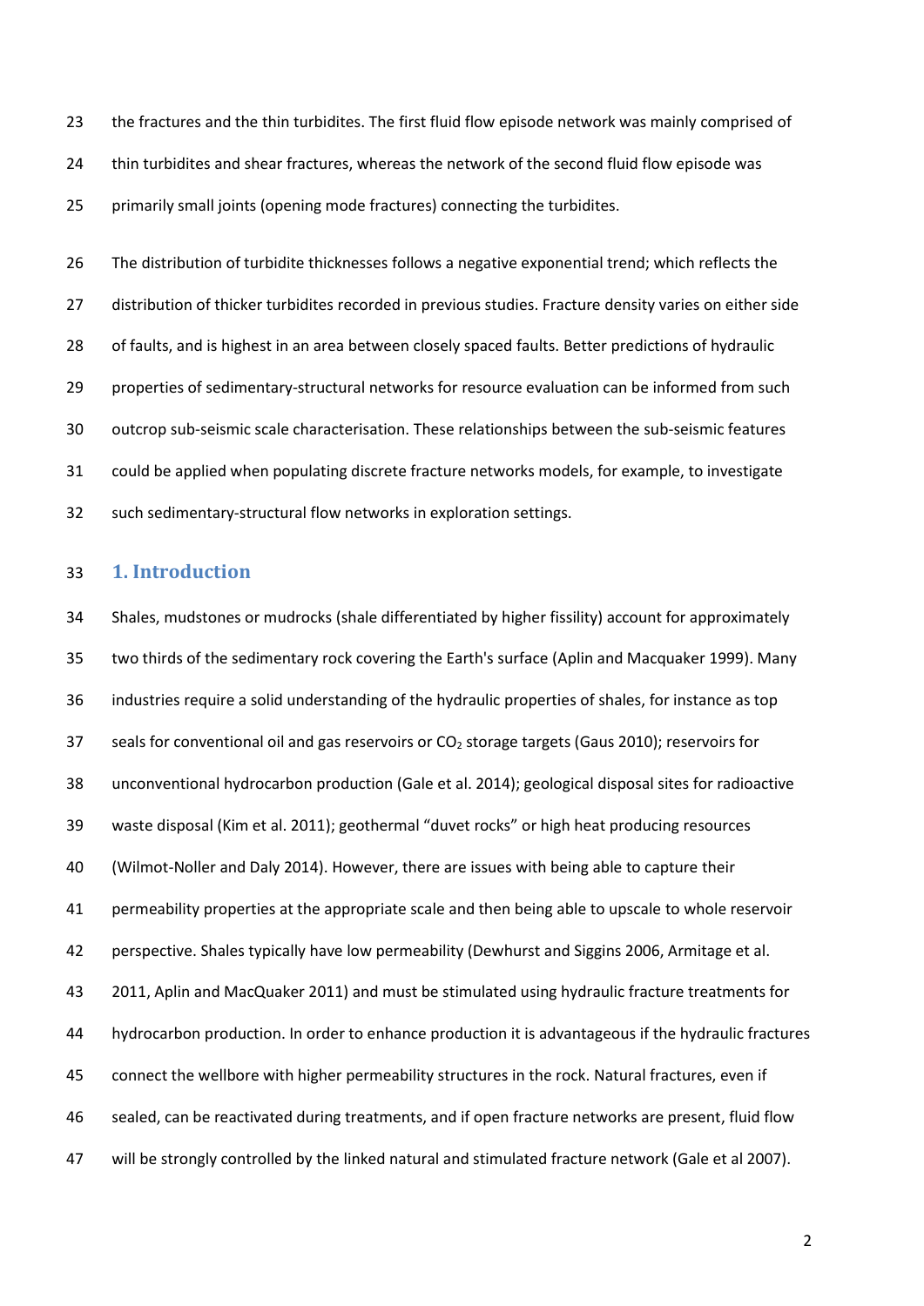the fractures and the thin turbidites. The first fluid flow episode network was mainly comprised of thin turbidites and shear fractures, whereas the network of the second fluid flow episode was primarily small joints (opening mode fractures) connecting the turbidites.

The distribution of turbidite thicknesses follows a negative exponential trend; which reflects the distribution of thicker turbidites recorded in previous studies. Fracture density varies on either side of faults, and is highest in an area between closely spaced faults. Better predictions of hydraulic properties of sedimentary-structural networks for resource evaluation can be informed from such outcrop sub-seismic scale characterisation. These relationships between the sub-seismic features could be applied when populating discrete fracture networks models, for example, to investigate such sedimentary-structural flow networks in exploration settings.

## 1. Introduction

Shales, mudstones or mudrocks (shale differentiated by higher fissility) account for approximately two thirds of the sedimentary rock covering the Earth's surface (Aplin and Macquaker 1999). Many industries require a solid understanding of the hydraulic properties of shales, for instance as top seals for conventional oil and gas reservoirs or $CO_2$ storage targets (Gaus 2010); reservoirs for unconventional hydrocarbon production (Gale et al. 2014); geological disposal sites for radioactive waste disposal (Kim et al. 2011); geothermal "duvet rocks" or high heat producing resources (Wilmot-Noller and Daly 2014). However, there are issues with being able to capture their permeability properties at the appropriate scale and then being able to upscale to whole reservoir perspective. Shales typically have low permeability (Dewhurst and Siggins 2006, Armitage et al. 2011, Aplin and MacQuaker 2011) and must be stimulated using hydraulic fracture treatments for hydrocarbon production. In order to enhance production it is advantageous if the hydraulic fractures connect the wellbore with higher permeability structures in the rock. Natural fractures, even if sealed, can be reactivated during treatments, and if open fracture networks are present, fluid flow will be strongly controlled by the linked natural and stimulated fracture network (Gale et al 2007).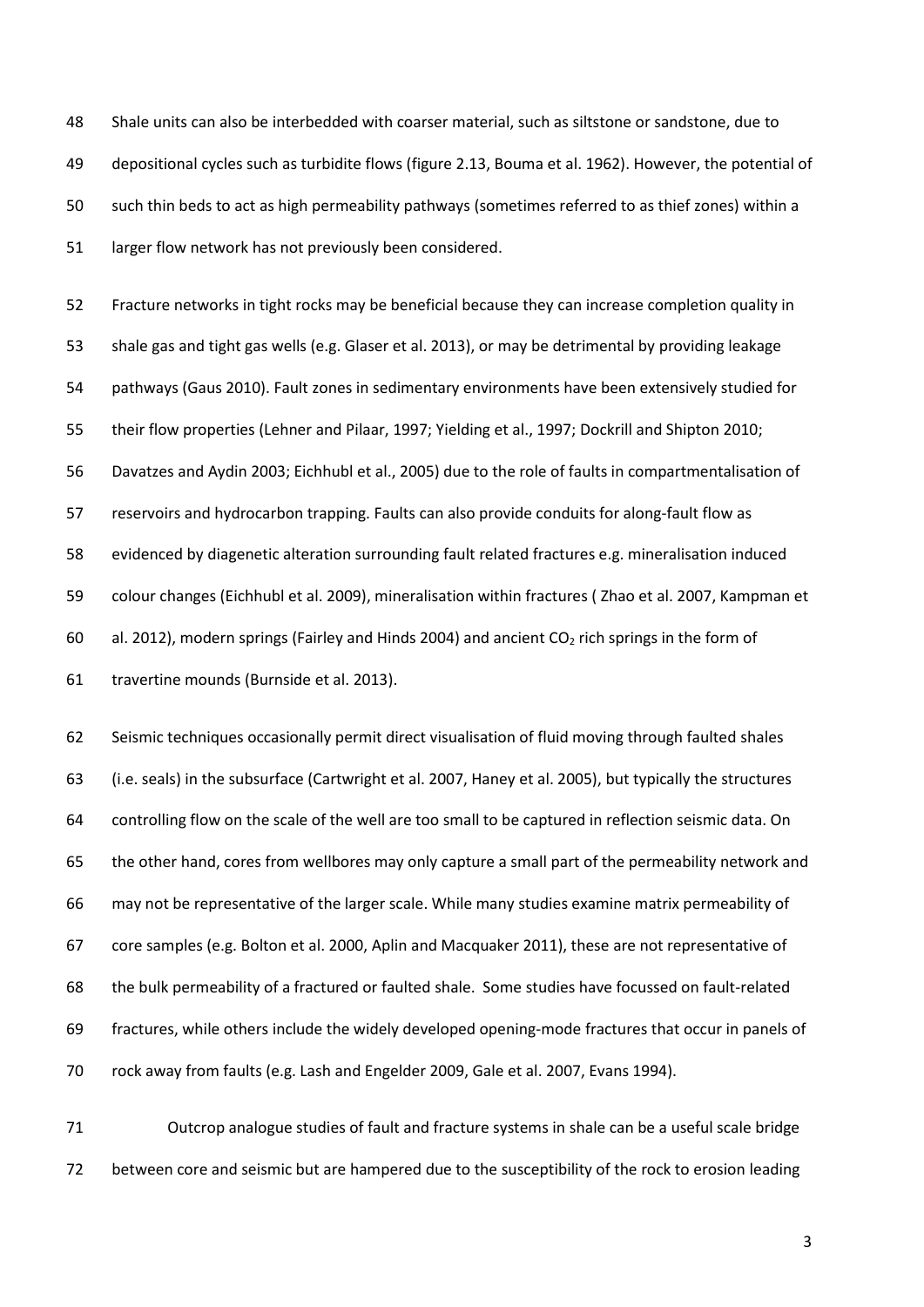Shale units can also be interbedded with coarser material, such as siltstone or sandstone, due to depositional cycles such as turbidite flows (figure 2.13, Bouma et al. 1962). However, the potential of such thin beds to act as high permeability pathways (sometimes referred to as thief zones) within a larger flow network has not previously been considered.

Fracture networks in tight rocks may be beneficial because they can increase completion quality in shale gas and tight gas wells (e.g. Glaser et al. 2013), or may be detrimental by providing leakage pathways (Gaus 2010). Fault zones in sedimentary environments have been extensively studied for their flow properties (Lehner and Pilaar, 1997; Yielding et al., 1997; Dockrill and Shipton 2010; Davatzes and Aydin 2003; Eichhubl et al., 2005) due to the role of faults in compartmentalisation of reservoirs and hydrocarbon trapping. Faults can also provide conduits for along-fault flow as evidenced by diagenetic alteration surrounding fault related fractures e.g. mineralisation induced colour changes (Eichhubl et al. 2009), mineralisation within fractures ( Zhao et al. 2007, Kampman et al. 2012), modern springs (Fairley and Hinds 2004) and ancient $CO_2$ rich springs in the form of travertine mounds (Burnside et al. 2013).

Seismic techniques occasionally permit direct visualisation of fluid moving through faulted shales (i.e. seals) in the subsurface (Cartwright et al. 2007, Haney et al. 2005), but typically the structures controlling flow on the scale of the well are too small to be captured in reflection seismic data. On the other hand, cores from wellbores may only capture a small part of the permeability network and may not be representative of the larger scale. While many studies examine matrix permeability of core samples (e.g. Bolton et al. 2000, Aplin and Macquaker 2011), these are not representative of the bulk permeability of a fractured or faulted shale. Some studies have focussed on fault-related fractures, while others include the widely developed opening-mode fractures that occur in panels of rock away from faults (e.g. Lash and Engelder 2009, Gale et al. 2007, Evans 1994).

Outcrop analogue studies of fault and fracture systems in shale can be a useful scale bridge between core and seismic but are hampered due to the susceptibility of the rock to erosion leading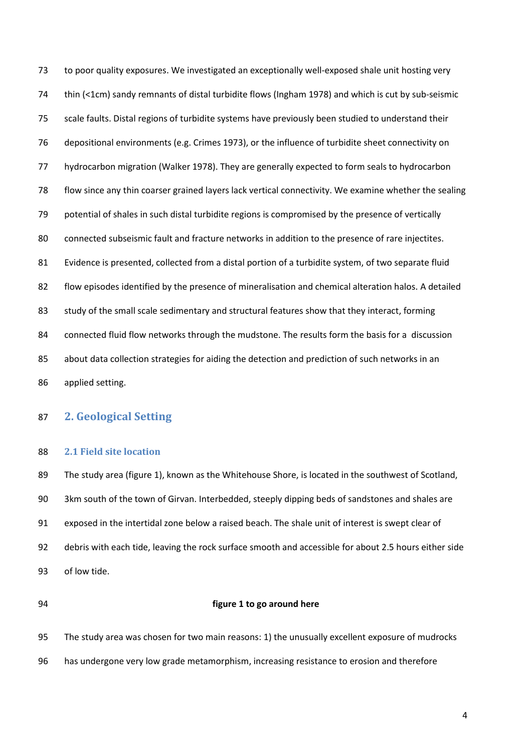to poor quality exposures. We investigated an exceptionally well-exposed shale unit hosting very thin (<1cm) sandy remnants of distal turbidite flows (Ingham 1978) and which is cut by sub-seismic scale faults. Distal regions of turbidite systems have previously been studied to understand their depositional environments (e.g. Crimes 1973), or the influence of turbidite sheet connectivity on hydrocarbon migration (Walker 1978). They are generally expected to form seals to hydrocarbon flow since any thin coarser grained layers lack vertical connectivity. We examine whether the sealing potential of shales in such distal turbidite regions is compromised by the presence of vertically connected subseismic fault and fracture networks in addition to the presence of rare injectites. Evidence is presented, collected from a distal portion of a turbidite system, of two separate fluid flow episodes identified by the presence of mineralisation and chemical alteration halos. A detailed study of the small scale sedimentary and structural features show that they interact, forming connected fluid flow networks through the mudstone. The results form the basis for a discussion about data collection strategies for aiding the detection and prediction of such networks in an applied setting.

## 2. Geological Setting

### 2.1 Field site location

The study area (figure 1), known as the Whitehouse Shore, is located in the southwest of Scotland, 3km south of the town of Girvan. Interbedded, steeply dipping beds of sandstones and shales are exposed in the intertidal zone below a raised beach. The shale unit of interest is swept clear of debris with each tide, leaving the rock surface smooth and accessible for about 2.5 hours either side of low tide.

**figure 1 to go around here**

The study area was chosen for two main reasons: 1) the unusually excellent exposure of mudrocks has undergone very low grade metamorphism, increasing resistance to erosion and therefore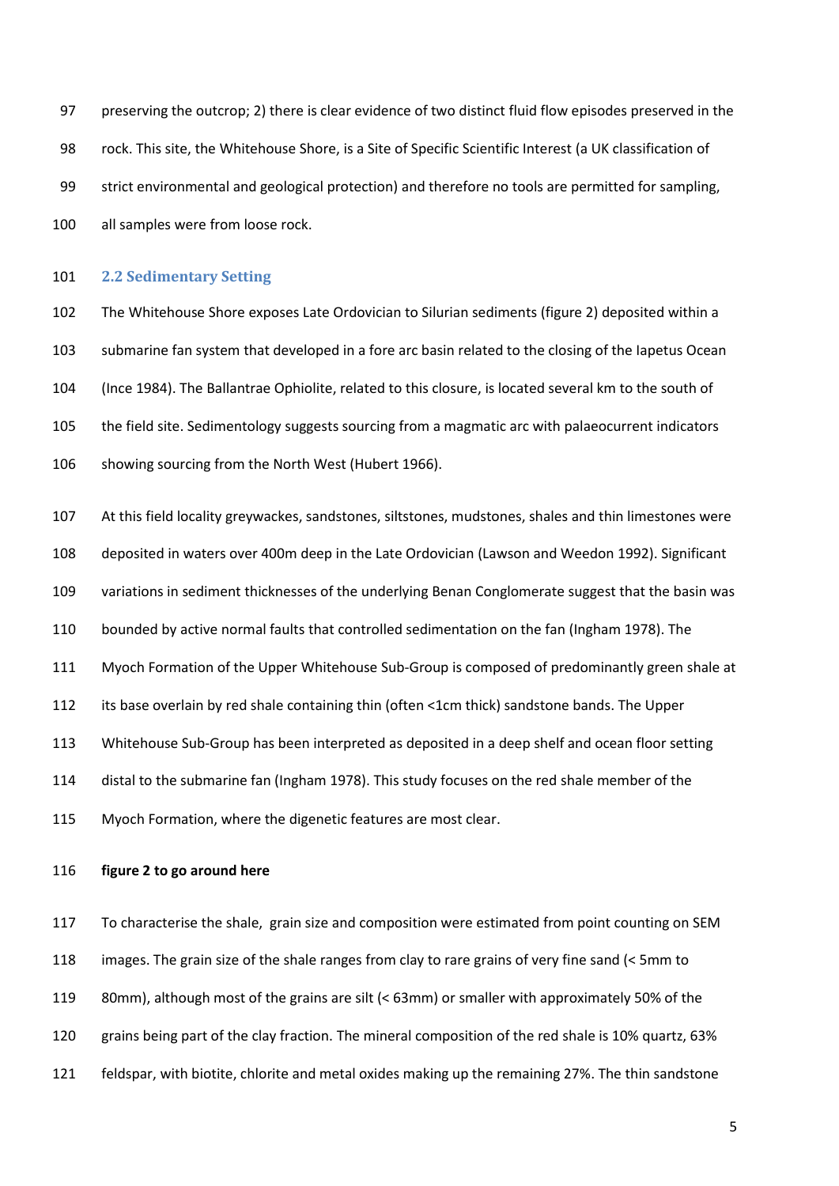preserving the outcrop; 2) there is clear evidence of two distinct fluid flow episodes preserved in the rock. This site, the Whitehouse Shore, is a Site of Specific Scientific Interest (a UK classification of strict environmental and geological protection) and therefore no tools are permitted for sampling, all samples were from loose rock.

### 2.2 Sedimentary Setting

The Whitehouse Shore exposes Late Ordovician to Silurian sediments (figure 2) deposited within a submarine fan system that developed in a fore arc basin related to the closing of the Iapetus Ocean (Ince 1984). The Ballantrae Ophiolite, related to this closure, is located several km to the south of the field site. Sedimentology suggests sourcing from a magmatic arc with palaeocurrent indicators showing sourcing from the North West (Hubert 1966).

At this field locality greywackes, sandstones, siltstones, mudstones, shales and thin limestones were deposited in waters over 400m deep in the Late Ordovician (Lawson and Weedon 1992). Significant variations in sediment thicknesses of the underlying Benan Conglomerate suggest that the basin was bounded by active normal faults that controlled sedimentation on the fan (Ingham 1978). The Myoch Formation of the Upper Whitehouse Sub-Group is composed of predominantly green shale at its base overlain by red shale containing thin (often <1cm thick) sandstone bands. The Upper Whitehouse Sub-Group has been interpreted as deposited in a deep shelf and ocean floor setting distal to the submarine fan (Ingham 1978). This study focuses on the red shale member of the Myoch Formation, where the digenetic features are most clear.

**figure 2 to go around here**

To characterise the shale, grain size and composition were estimated from point counting on SEM images. The grain size of the shale ranges from clay to rare grains of very fine sand (< 5mm to 80mm), although most of the grains are silt (< 63mm) or smaller with approximately 50% of the grains being part of the clay fraction. The mineral composition of the red shale is 10% quartz, 63% feldspar, with biotite, chlorite and metal oxides making up the remaining 27%. The thin sandstone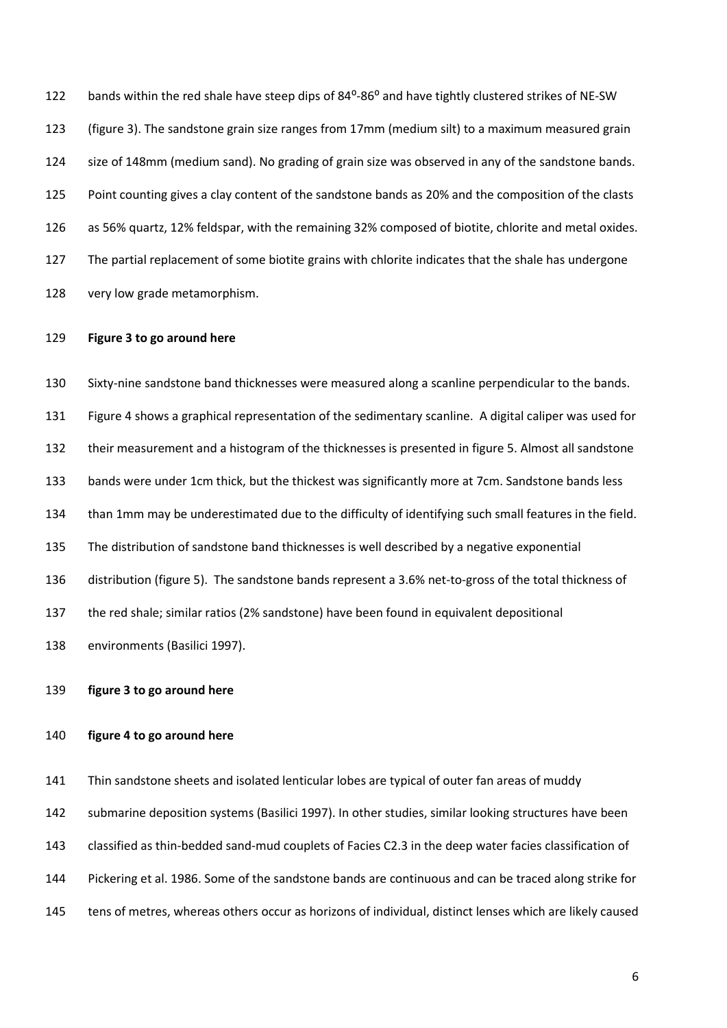bands within the red shale have steep dips of 84$^{o}$-86$^{o}$ and have tightly clustered strikes of NE-SW (figure 3). The sandstone grain size ranges from 17mm (medium silt) to a maximum measured grain size of 148mm (medium sand). No grading of grain size was observed in any of the sandstone bands. Point counting gives a clay content of the sandstone bands as 20% and the composition of the clasts as 56% quartz, 12% feldspar, with the remaining 32% composed of biotite, chlorite and metal oxides. The partial replacement of some biotite grains with chlorite indicates that the shale has undergone very low grade metamorphism.

**Figure 3 to go around here**

Sixty-nine sandstone band thicknesses were measured along a scanline perpendicular to the bands. Figure 4 shows a graphical representation of the sedimentary scanline. A digital caliper was used for their measurement and a histogram of the thicknesses is presented in figure 5. Almost all sandstone bands were under 1cm thick, but the thickest was significantly more at 7cm. Sandstone bands less than 1mm may be underestimated due to the difficulty of identifying such small features in the field. The distribution of sandstone band thicknesses is well described by a negative exponential distribution (figure 5). The sandstone bands represent a 3.6% net-to-gross of the total thickness of the red shale; similar ratios (2% sandstone) have been found in equivalent depositional environments (Basilici 1997).

**figure 3 to go around here**

**figure 4 to go around here**

Thin sandstone sheets and isolated lenticular lobes are typical of outer fan areas of muddy submarine deposition systems (Basilici 1997). In other studies, similar looking structures have been classified as thin-bedded sand-mud couplets of Facies C2.3 in the deep water facies classification of Pickering et al. 1986. Some of the sandstone bands are continuous and can be traced along strike for tens of metres, whereas others occur as horizons of individual, distinct lenses which are likely caused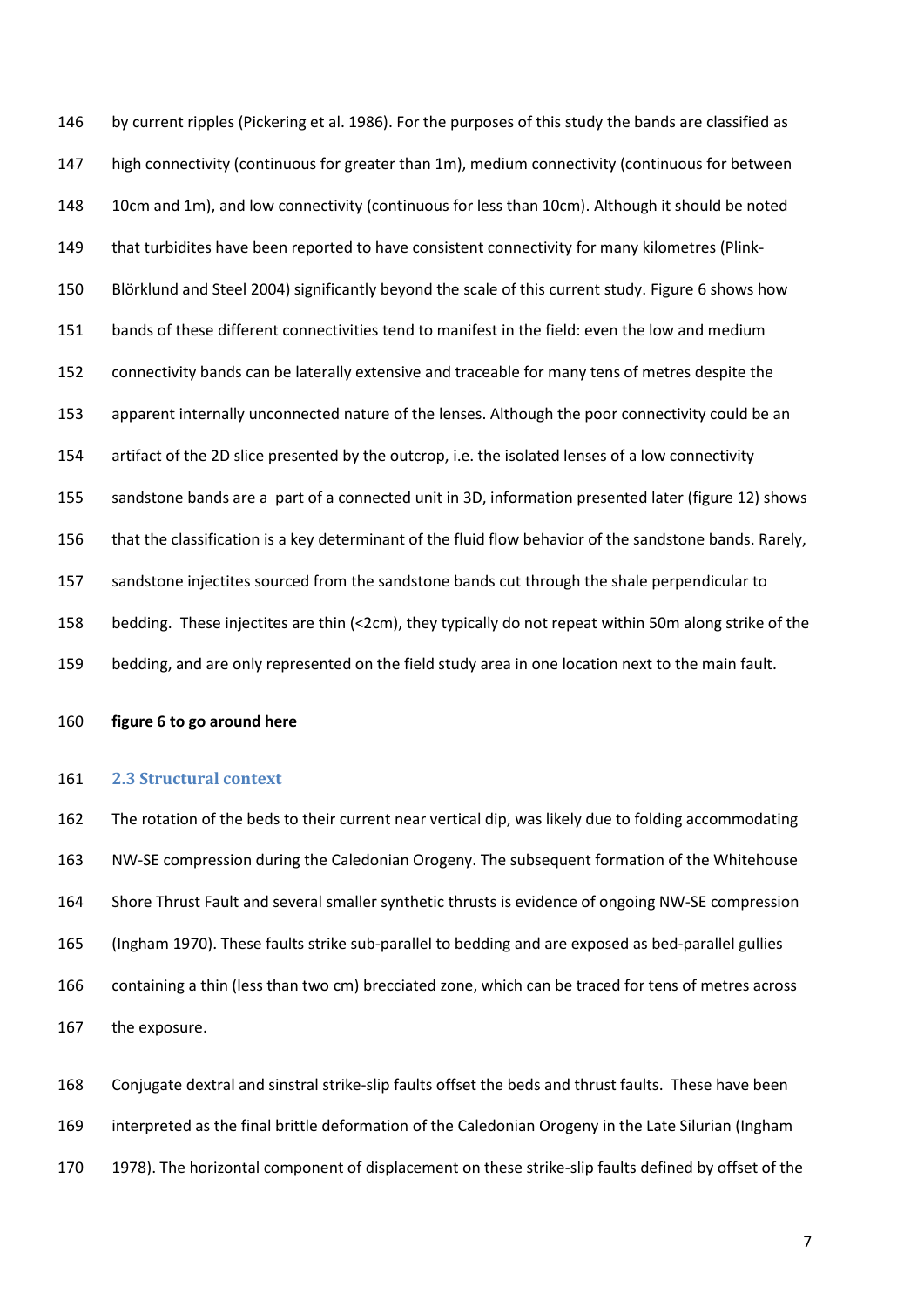by current ripples (Pickering et al. 1986). For the purposes of this study the bands are classified as high connectivity (continuous for greater than 1m), medium connectivity (continuous for between 10cm and 1m), and low connectivity (continuous for less than 10cm). Although it should be noted that turbidites have been reported to have consistent connectivity for many kilometres (Plink-Blörklund and Steel 2004) significantly beyond the scale of this current study. Figure 6 shows how bands of these different connectivities tend to manifest in the field: even the low and medium connectivity bands can be laterally extensive and traceable for many tens of metres despite the apparent internally unconnected nature of the lenses. Although the poor connectivity could be an artifact of the 2D slice presented by the outcrop, i.e. the isolated lenses of a low connectivity sandstone bands are a part of a connected unit in 3D, information presented later (figure 12) shows that the classification is a key determinant of the fluid flow behavior of the sandstone bands. Rarely, sandstone injectites sourced from the sandstone bands cut through the shale perpendicular to bedding. These injectites are thin (<2cm), they typically do not repeat within 50m along strike of the bedding, and are only represented on the field study area in one location next to the main fault.

**figure 6 to go around here**

### 2.3 Structural context

The rotation of the beds to their current near vertical dip, was likely due to folding accommodating NW-SE compression during the Caledonian Orogeny. The subsequent formation of the Whitehouse Shore Thrust Fault and several smaller synthetic thrusts is evidence of ongoing NW-SE compression (Ingham 1970). These faults strike sub-parallel to bedding and are exposed as bed-parallel gullies containing a thin (less than two cm) brecciated zone, which can be traced for tens of metres across the exposure.

Conjugate dextral and sinstral strike-slip faults offset the beds and thrust faults. These have been interpreted as the final brittle deformation of the Caledonian Orogeny in the Late Silurian (Ingham 1978). The horizontal component of displacement on these strike-slip faults defined by offset of the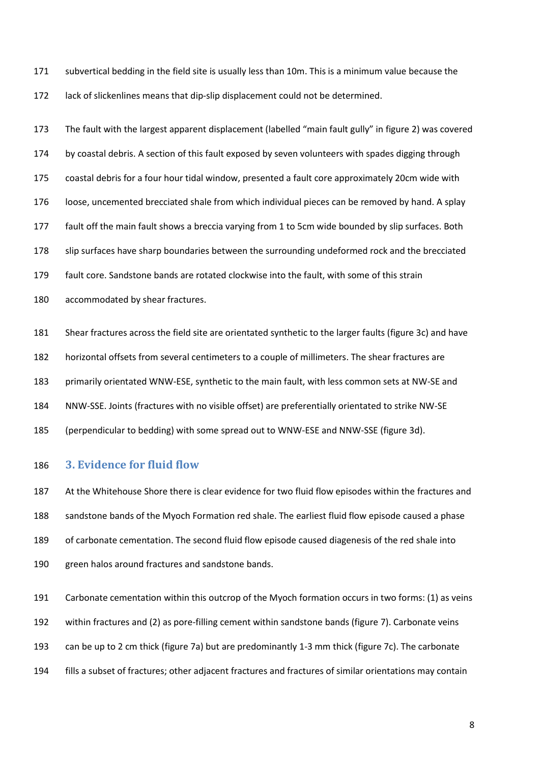subvertical bedding in the field site is usually less than 10m. This is a minimum value because the lack of slickenlines means that dip-slip displacement could not be determined.

The fault with the largest apparent displacement (labelled "main fault gully" in figure 2) was covered by coastal debris. A section of this fault exposed by seven volunteers with spades digging through coastal debris for a four hour tidal window, presented a fault core approximately 20cm wide with loose, uncemented brecciated shale from which individual pieces can be removed by hand. A splay fault off the main fault shows a breccia varying from 1 to 5cm wide bounded by slip surfaces. Both slip surfaces have sharp boundaries between the surrounding undeformed rock and the brecciated fault core. Sandstone bands are rotated clockwise into the fault, with some of this strain accommodated by shear fractures.

Shear fractures across the field site are orientated synthetic to the larger faults (figure 3c) and have horizontal offsets from several centimeters to a couple of millimeters. The shear fractures are primarily orientated WNW-ESE, synthetic to the main fault, with less common sets at NW-SE and NNW-SSE. Joints (fractures with no visible offset) are preferentially orientated to strike NW-SE (perpendicular to bedding) with some spread out to WNW-ESE and NNW-SSE (figure 3d).

## 3. Evidence for fluid flow

At the Whitehouse Shore there is clear evidence for two fluid flow episodes within the fractures and sandstone bands of the Myoch Formation red shale. The earliest fluid flow episode caused a phase of carbonate cementation. The second fluid flow episode caused diagenesis of the red shale into green halos around fractures and sandstone bands.

Carbonate cementation within this outcrop of the Myoch formation occurs in two forms: (1) as veins within fractures and (2) as pore-filling cement within sandstone bands (figure 7). Carbonate veins can be up to 2 cm thick (figure 7a) but are predominantly 1-3 mm thick (figure 7c). The carbonate fills a subset of fractures; other adjacent fractures and fractures of similar orientations may contain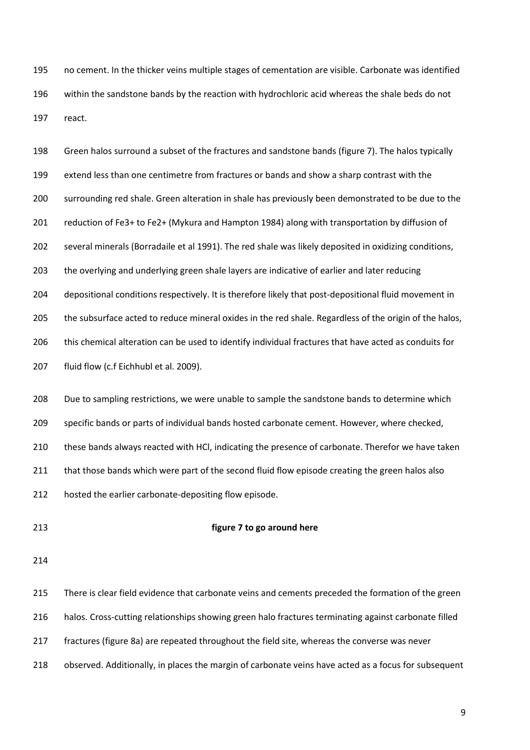no cement. In the thicker veins multiple stages of cementation are visible. Carbonate was identified within the sandstone bands by the reaction with hydrochloric acid whereas the shale beds do not react.

Green halos surround a subset of the fractures and sandstone bands (figure 7). The halos typically extend less than one centimetre from fractures or bands and show a sharp contrast with the surrounding red shale. Green alteration in shale has previously been demonstrated to be due to the reduction of $Fe^{3+}$ to $Fe^{2+}$ (Mykura and Hampton 1984) along with transportation by diffusion of several minerals (Borradaile et al 1991). The red shale was likely deposited in oxidizing conditions, the overlying and underlying green shale layers are indicative of earlier and later reducing depositional conditions respectively. It is therefore likely that post-depositional fluid movement in the subsurface acted to reduce mineral oxides in the red shale. Regardless of the origin of the halos, this chemical alteration can be used to identify individual fractures that have acted as conduits for fluid flow (c.f Eichhubl et al. 2009).

Due to sampling restrictions, we were unable to sample the sandstone bands to determine which specific bands or parts of individual bands hosted carbonate cement. However, where checked, these bands always reacted with HCl, indicating the presence of carbonate. Therefor we have taken that those bands which were part of the second fluid flow episode creating the green halos also hosted the earlier carbonate-depositing flow episode.

**figure 7 to go around here**

There is clear field evidence that carbonate veins and cements preceded the formation of the green halos. Cross-cutting relationships showing green halo fractures terminating against carbonate filled fractures (figure 8a) are repeated throughout the field site, whereas the converse was never observed. Additionally, in places the margin of carbonate veins have acted as a focus for subsequent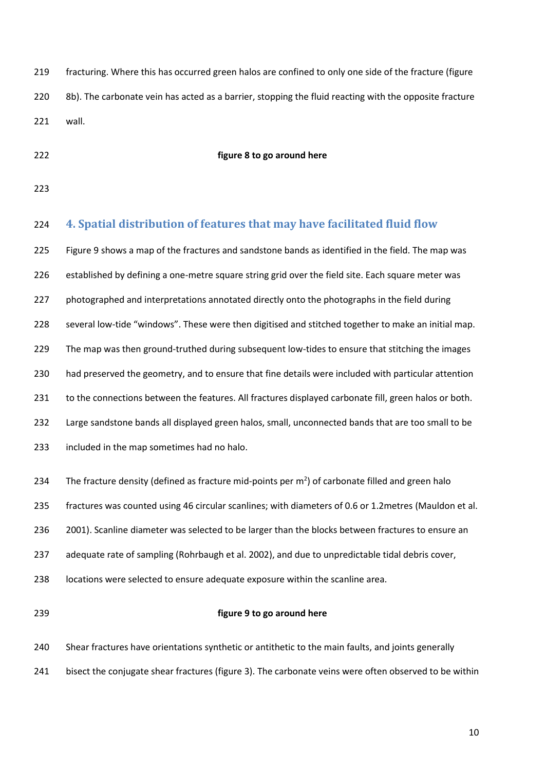fracturing. Where this has occurred green halos are confined to only one side of the fracture (figure 8b). The carbonate vein has acted as a barrier, stopping the fluid reacting with the opposite fracture wall.

**figure 8 to go around here**

## 4. Spatial distribution of features that may have facilitated fluid flow

Figure 9 shows a map of the fractures and sandstone bands as identified in the field. The map was established by defining a one-metre square string grid over the field site. Each square meter was photographed and interpretations annotated directly onto the photographs in the field during several low-tide “windows”. These were then digitised and stitched together to make an initial map. The map was then ground-truthed during subsequent low-tides to ensure that stitching the images had preserved the geometry, and to ensure that fine details were included with particular attention to the connections between the features. All fractures displayed carbonate fill, green halos or both. Large sandstone bands all displayed green halos, small, unconnected bands that are too small to be included in the map sometimes had no halo.

The fracture density (defined as fracture mid-points per m$^2$) of carbonate filled and green halo fractures was counted using 46 circular scanlines; with diameters of 0.6 or 1.2metres (Mauldon et al. 2001). Scanline diameter was selected to be larger than the blocks between fractures to ensure an adequate rate of sampling (Rohrbaugh et al. 2002), and due to unpredictable tidal debris cover, locations were selected to ensure adequate exposure within the scanline area.

**figure 9 to go around here**

Shear fractures have orientations synthetic or antithetic to the main faults, and joints generally bisect the conjugate shear fractures (figure 3). The carbonate veins were often observed to be within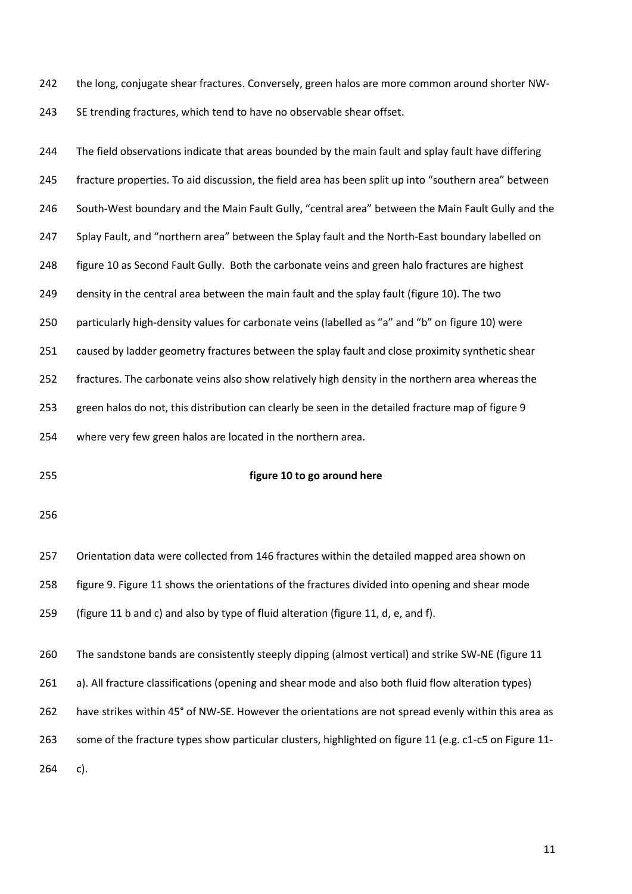the long, conjugate shear fractures. Conversely, green halos are more common around shorter NW-SE trending fractures, which tend to have no observable shear offset.

The field observations indicate that areas bounded by the main fault and splay fault have differing fracture properties. To aid discussion, the field area has been split up into "southern area" between South-West boundary and the Main Fault Gully, "central area" between the Main Fault Gully and the Splay Fault, and "northern area" between the Splay fault and the North-East boundary labelled on figure 10 as Second Fault Gully. Both the carbonate veins and green halo fractures are highest density in the central area between the main fault and the splay fault (figure 10). The two particularly high-density values for carbonate veins (labelled as "a" and "b" on figure 10) were caused by ladder geometry fractures between the splay fault and close proximity synthetic shear fractures. The carbonate veins also show relatively high density in the northern area whereas the green halos do not, this distribution can clearly be seen in the detailed fracture map of figure 9 where very few green halos are located in the northern area.

**figure 10 to go around here**

Orientation data were collected from 146 fractures within the detailed mapped area shown on figure 9. Figure 11 shows the orientations of the fractures divided into opening and shear mode (figure 11 b and c) and also by type of fluid alteration (figure 11, d, e, and f).

The sandstone bands are consistently steeply dipping (almost vertical) and strike SW-NE (figure 11 a). All fracture classifications (opening and shear mode and also both fluid flow alteration types) have strikes within 45° of NW-SE. However the orientations are not spread evenly within this area as some of the fracture types show particular clusters, highlighted on figure 11 (e.g. c1-c5 on Figure 11-c).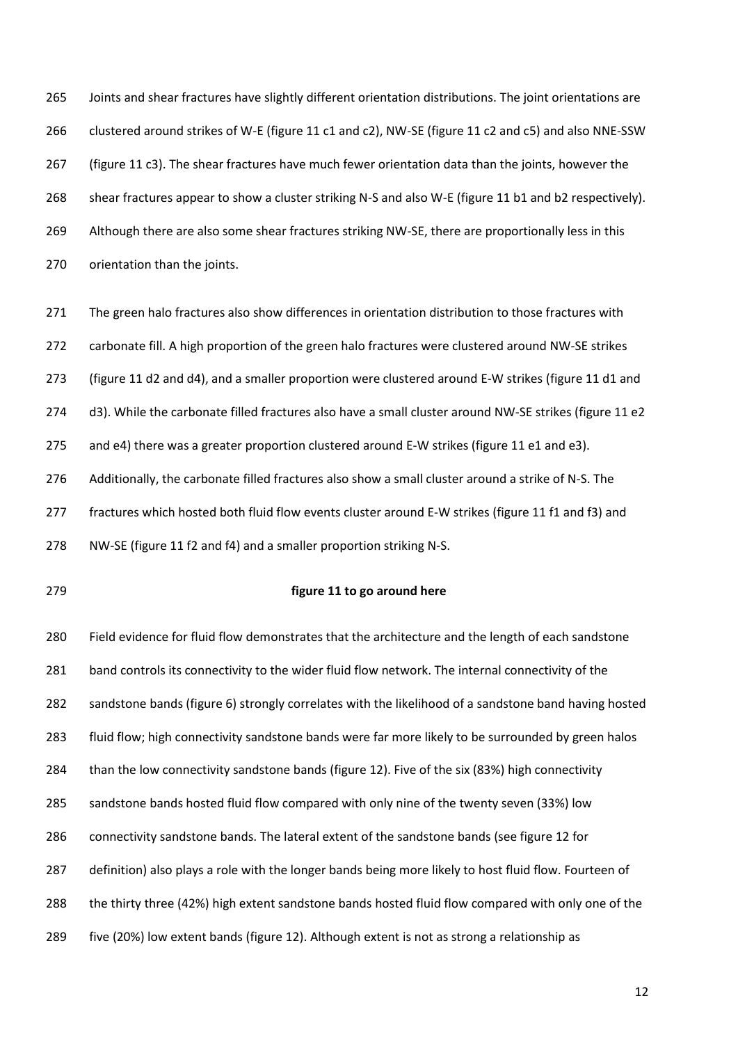Joints and shear fractures have slightly different orientation distributions. The joint orientations are clustered around strikes of W-E (figure 11 c1 and c2), NW-SE (figure 11 c2 and c5) and also NNE-SSW (figure 11 c3). The shear fractures have much fewer orientation data than the joints, however the shear fractures appear to show a cluster striking N-S and also W-E (figure 11 b1 and b2 respectively). Although there are also some shear fractures striking NW-SE, there are proportionally less in this orientation than the joints.

The green halo fractures also show differences in orientation distribution to those fractures with carbonate fill. A high proportion of the green halo fractures were clustered around NW-SE strikes (figure 11 d2 and d4), and a smaller proportion were clustered around E-W strikes (figure 11 d1 and d3). While the carbonate filled fractures also have a small cluster around NW-SE strikes (figure 11 e2 and e4) there was a greater proportion clustered around E-W strikes (figure 11 e1 and e3). Additionally, the carbonate filled fractures also show a small cluster around a strike of N-S. The fractures which hosted both fluid flow events cluster around E-W strikes (figure 11 f1 and f3) and NW-SE (figure 11 f2 and f4) and a smaller proportion striking N-S.

**figure 11 to go around here**

Field evidence for fluid flow demonstrates that the architecture and the length of each sandstone band controls its connectivity to the wider fluid flow network. The internal connectivity of the sandstone bands (figure 6) strongly correlates with the likelihood of a sandstone band having hosted fluid flow; high connectivity sandstone bands were far more likely to be surrounded by green halos than the low connectivity sandstone bands (figure 12). Five of the six (83%) high connectivity sandstone bands hosted fluid flow compared with only nine of the twenty seven (33%) low connectivity sandstone bands. The lateral extent of the sandstone bands (see figure 12 for definition) also plays a role with the longer bands being more likely to host fluid flow. Fourteen of the thirty three (42%) high extent sandstone bands hosted fluid flow compared with only one of the five (20%) low extent bands (figure 12). Although extent is not as strong a relationship as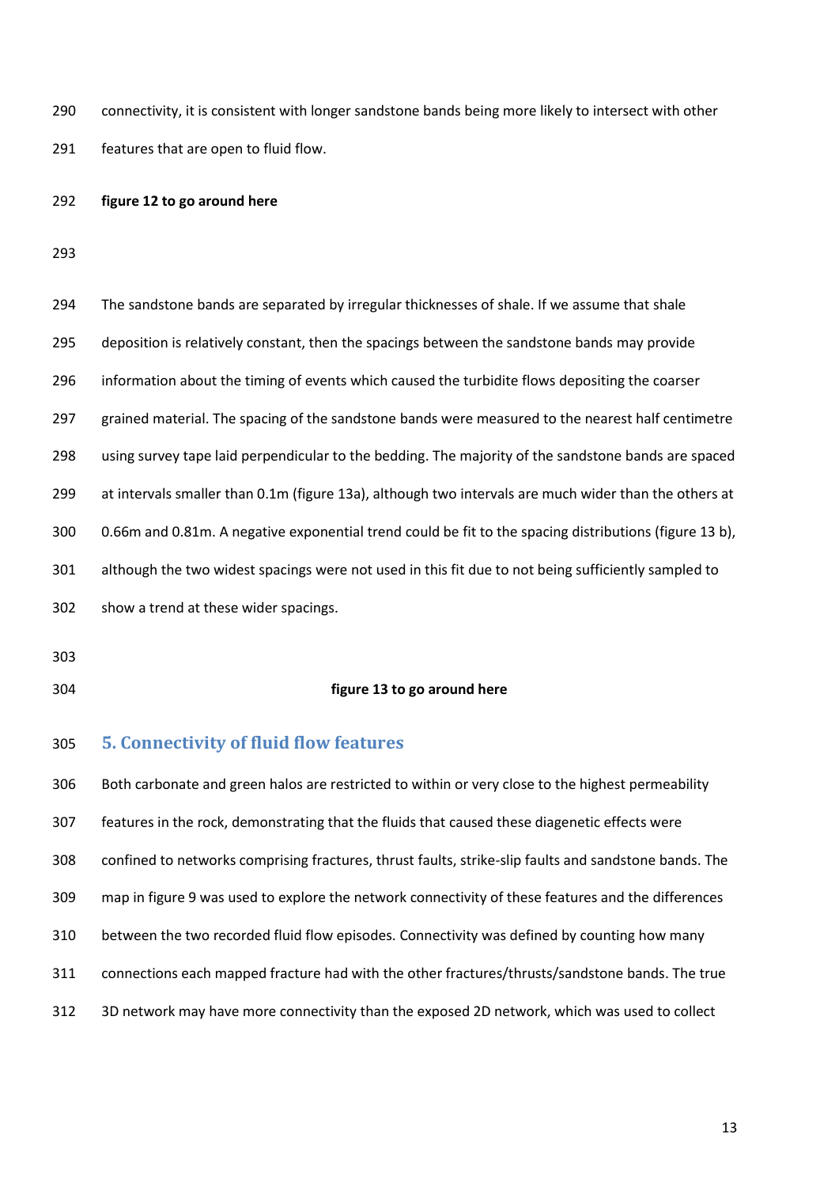connectivity, it is consistent with longer sandstone bands being more likely to intersect with other features that are open to fluid flow.

**figure 12 to go around here**

The sandstone bands are separated by irregular thicknesses of shale. If we assume that shale deposition is relatively constant, then the spacings between the sandstone bands may provide information about the timing of events which caused the turbidite flows depositing the coarser grained material. The spacing of the sandstone bands were measured to the nearest half centimetre using survey tape laid perpendicular to the bedding. The majority of the sandstone bands are spaced at intervals smaller than 0.1m (figure 13a), although two intervals are much wider than the others at 0.66m and 0.81m. A negative exponential trend could be fit to the spacing distributions (figure 13 b), although the two widest spacings were not used in this fit due to not being sufficiently sampled to show a trend at these wider spacings.

**figure 13 to go around here**

## 5. Connectivity of fluid flow features

Both carbonate and green halos are restricted to within or very close to the highest permeability features in the rock, demonstrating that the fluids that caused these diagenetic effects were confined to networks comprising fractures, thrust faults, strike-slip faults and sandstone bands. The map in figure 9 was used to explore the network connectivity of these features and the differences between the two recorded fluid flow episodes. Connectivity was defined by counting how many connections each mapped fracture had with the other fractures/thrusts/sandstone bands. The true 3D network may have more connectivity than the exposed 2D network, which was used to collect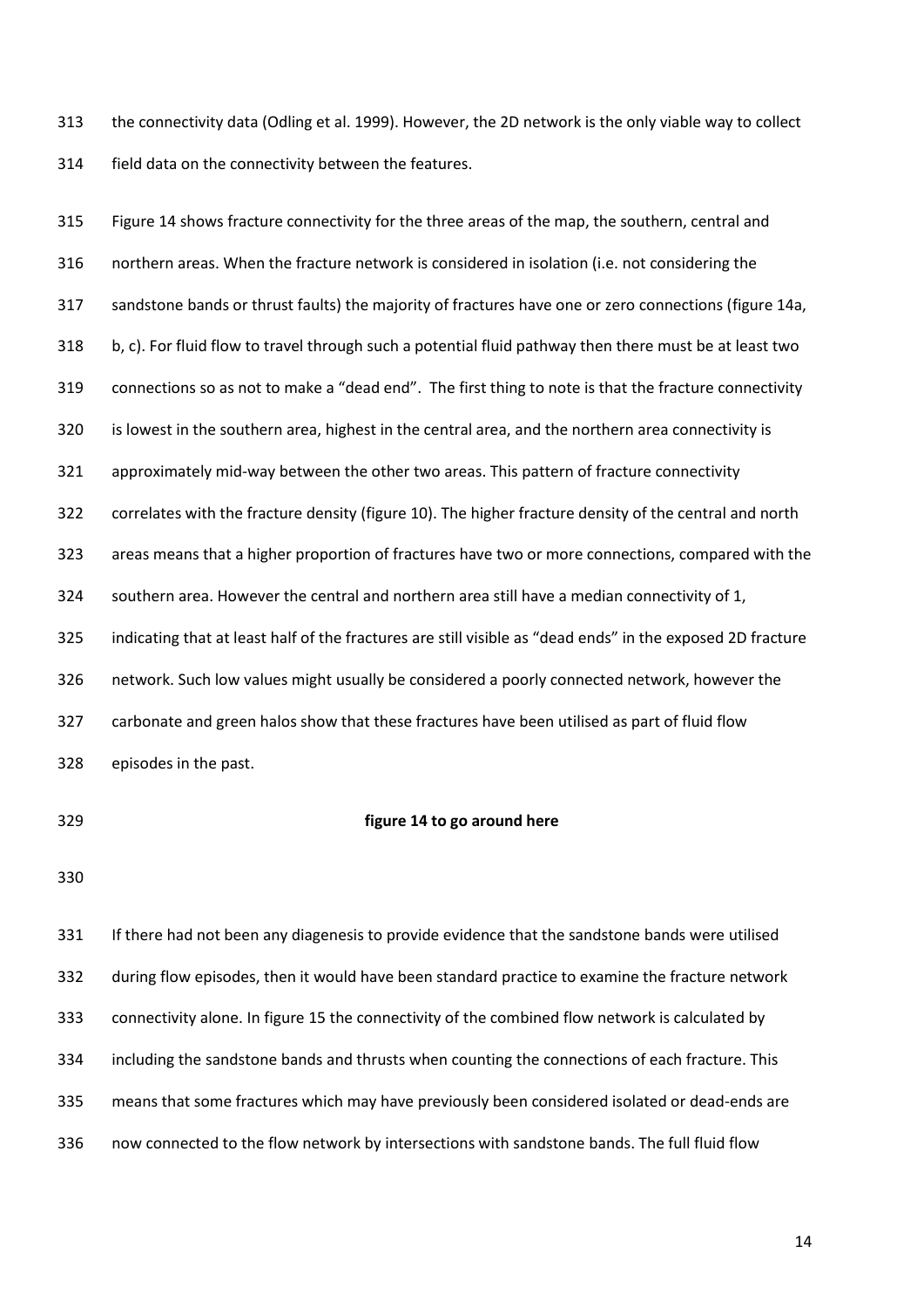the connectivity data (Odling et al. 1999). However, the 2D network is the only viable way to collect field data on the connectivity between the features.

Figure 14 shows fracture connectivity for the three areas of the map, the southern, central and northern areas. When the fracture network is considered in isolation (i.e. not considering the sandstone bands or thrust faults) the majority of fractures have one or zero connections (figure 14a, b, c). For fluid flow to travel through such a potential fluid pathway then there must be at least two connections so as not to make a "dead end". The first thing to note is that the fracture connectivity is lowest in the southern area, highest in the central area, and the northern area connectivity is approximately mid-way between the other two areas. This pattern of fracture connectivity correlates with the fracture density (figure 10). The higher fracture density of the central and north areas means that a higher proportion of fractures have two or more connections, compared with the southern area. However the central and northern area still have a median connectivity of 1, indicating that at least half of the fractures are still visible as "dead ends" in the exposed 2D fracture network. Such low values might usually be considered a poorly connected network, however the carbonate and green halos show that these fractures have been utilised as part of fluid flow episodes in the past.

**figure 14 to go around here**

If there had not been any diagenesis to provide evidence that the sandstone bands were utilised during flow episodes, then it would have been standard practice to examine the fracture network connectivity alone. In figure 15 the connectivity of the combined flow network is calculated by including the sandstone bands and thrusts when counting the connections of each fracture. This means that some fractures which may have previously been considered isolated or dead-ends are now connected to the flow network by intersections with sandstone bands. The full fluid flow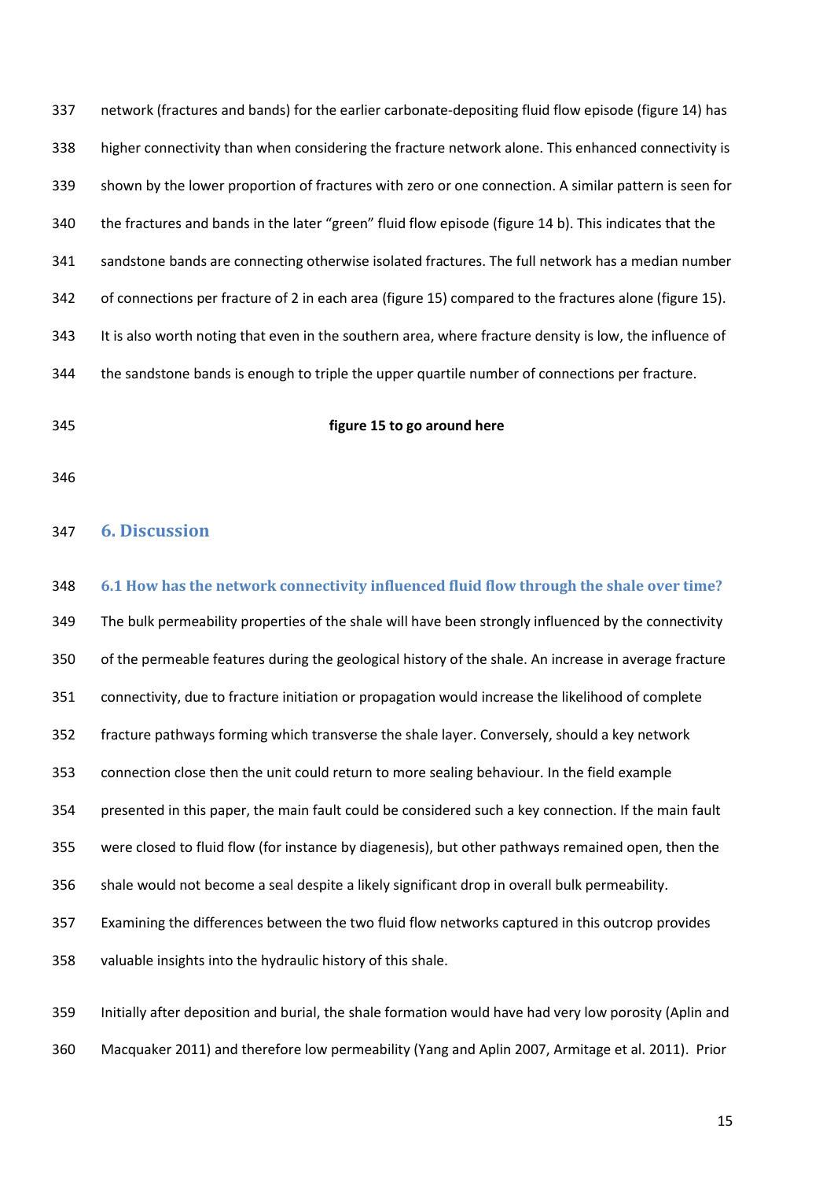network (fractures and bands) for the earlier carbonate-depositing fluid flow episode (figure 14) has higher connectivity than when considering the fracture network alone. This enhanced connectivity is shown by the lower proportion of fractures with zero or one connection. A similar pattern is seen for the fractures and bands in the later "green" fluid flow episode (figure 14 b). This indicates that the sandstone bands are connecting otherwise isolated fractures. The full network has a median number of connections per fracture of 2 in each area (figure 15) compared to the fractures alone (figure 15). It is also worth noting that even in the southern area, where fracture density is low, the influence of the sandstone bands is enough to triple the upper quartile number of connections per fracture.

**figure 15 to go around here**

## 6. Discussion

### 6.1 How has the network connectivity influenced fluid flow through the shale over time?

The bulk permeability properties of the shale will have been strongly influenced by the connectivity of the permeable features during the geological history of the shale. An increase in average fracture connectivity, due to fracture initiation or propagation would increase the likelihood of complete fracture pathways forming which transverse the shale layer. Conversely, should a key network connection close then the unit could return to more sealing behaviour. In the field example presented in this paper, the main fault could be considered such a key connection. If the main fault were closed to fluid flow (for instance by diagenesis), but other pathways remained open, then the shale would not become a seal despite a likely significant drop in overall bulk permeability. Examining the differences between the two fluid flow networks captured in this outcrop provides valuable insights into the hydraulic history of this shale.

Initially after deposition and burial, the shale formation would have had very low porosity (Aplin and Macquaker 2011) and therefore low permeability (Yang and Aplin 2007, Armitage et al. 2011). Prior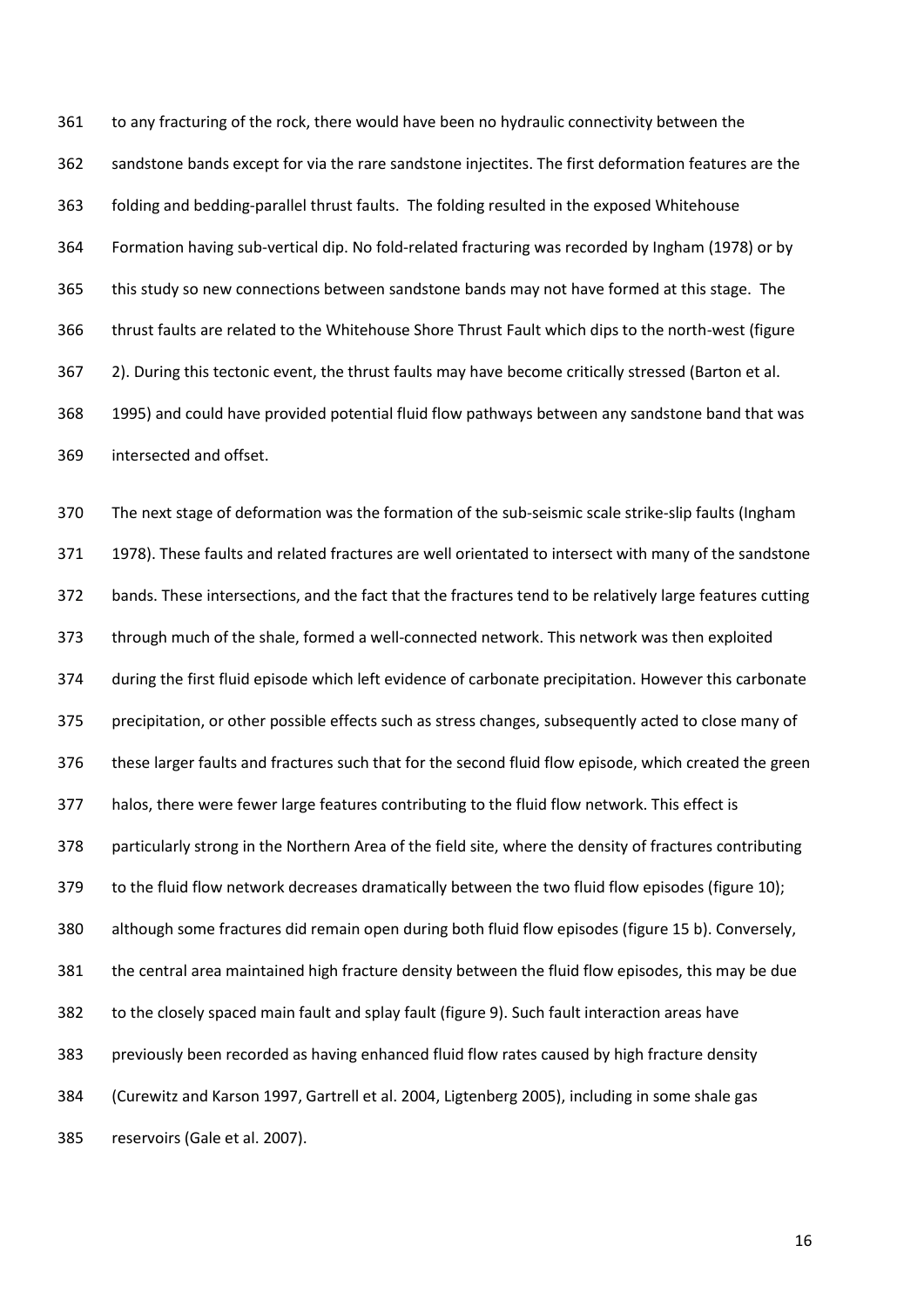to any fracturing of the rock, there would have been no hydraulic connectivity between the sandstone bands except for via the rare sandstone injectites. The first deformation features are the folding and bedding-parallel thrust faults. The folding resulted in the exposed Whitehouse Formation having sub-vertical dip. No fold-related fracturing was recorded by Ingham (1978) or by this study so new connections between sandstone bands may not have formed at this stage. The thrust faults are related to the Whitehouse Shore Thrust Fault which dips to the north-west (figure 2). During this tectonic event, the thrust faults may have become critically stressed (Barton et al. 1995) and could have provided potential fluid flow pathways between any sandstone band that was intersected and offset.

The next stage of deformation was the formation of the sub-seismic scale strike-slip faults (Ingham 1978). These faults and related fractures are well orientated to intersect with many of the sandstone bands. These intersections, and the fact that the fractures tend to be relatively large features cutting through much of the shale, formed a well-connected network. This network was then exploited during the first fluid episode which left evidence of carbonate precipitation. However this carbonate precipitation, or other possible effects such as stress changes, subsequently acted to close many of these larger faults and fractures such that for the second fluid flow episode, which created the green halos, there were fewer large features contributing to the fluid flow network. This effect is particularly strong in the Northern Area of the field site, where the density of fractures contributing to the fluid flow network decreases dramatically between the two fluid flow episodes (figure 10); although some fractures did remain open during both fluid flow episodes (figure 15 b). Conversely, the central area maintained high fracture density between the fluid flow episodes, this may be due to the closely spaced main fault and splay fault (figure 9). Such fault interaction areas have previously been recorded as having enhanced fluid flow rates caused by high fracture density (Curewitz and Karson 1997, Gartrell et al. 2004, Ligtenberg 2005), including in some shale gas reservoirs (Gale et al. 2007).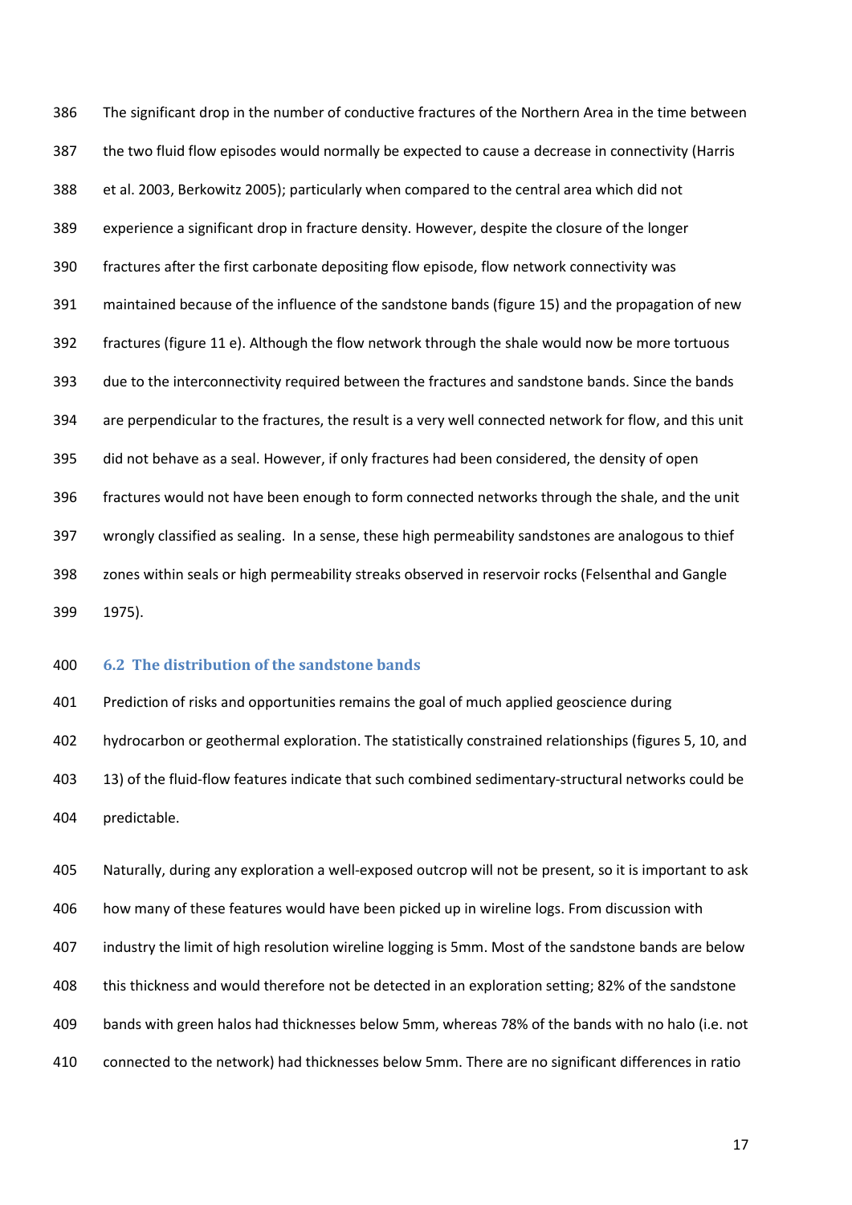The significant drop in the number of conductive fractures of the Northern Area in the time between the two fluid flow episodes would normally be expected to cause a decrease in connectivity (Harris et al. 2003, Berkowitz 2005); particularly when compared to the central area which did not experience a significant drop in fracture density. However, despite the closure of the longer fractures after the first carbonate depositing flow episode, flow network connectivity was maintained because of the influence of the sandstone bands (figure 15) and the propagation of new fractures (figure 11 e). Although the flow network through the shale would now be more tortuous due to the interconnectivity required between the fractures and sandstone bands. Since the bands are perpendicular to the fractures, the result is a very well connected network for flow, and this unit did not behave as a seal. However, if only fractures had been considered, the density of open fractures would not have been enough to form connected networks through the shale, and the unit wrongly classified as sealing. In a sense, these high permeability sandstones are analogous to thief zones within seals or high permeability streaks observed in reservoir rocks (Felsenthal and Gangle 1975).

### 6.2 The distribution of the sandstone bands

Prediction of risks and opportunities remains the goal of much applied geoscience during hydrocarbon or geothermal exploration. The statistically constrained relationships (figures 5, 10, and 13) of the fluid-flow features indicate that such combined sedimentary-structural networks could be predictable.

Naturally, during any exploration a well-exposed outcrop will not be present, so it is important to ask how many of these features would have been picked up in wireline logs. From discussion with industry the limit of high resolution wireline logging is 5mm. Most of the sandstone bands are below this thickness and would therefore not be detected in an exploration setting; 82% of the sandstone bands with green halos had thicknesses below 5mm, whereas 78% of the bands with no halo (i.e. not connected to the network) had thicknesses below 5mm. There are no significant differences in ratio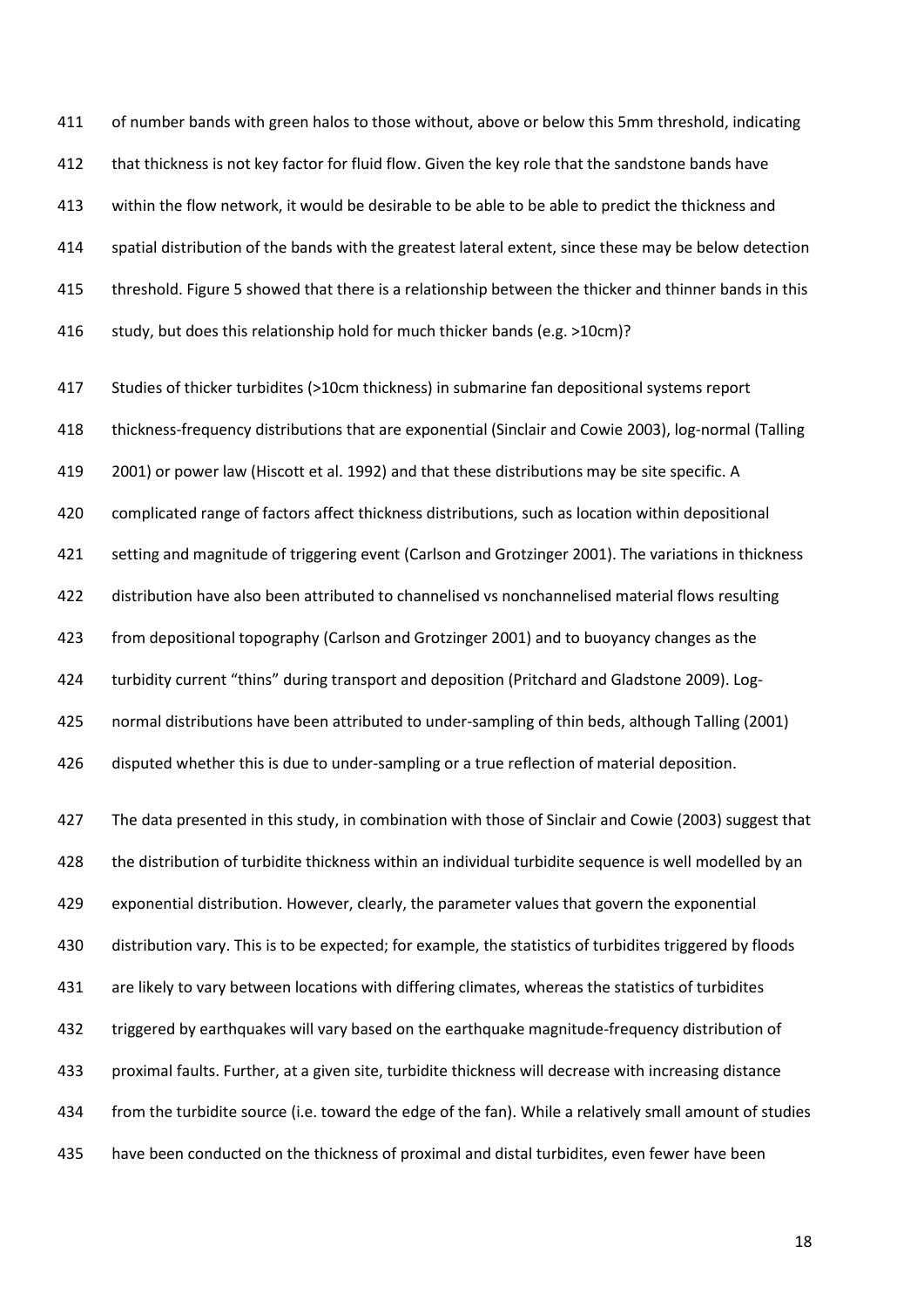of number bands with green halos to those without, above or below this 5mm threshold, indicating that thickness is not key factor for fluid flow. Given the key role that the sandstone bands have within the flow network, it would be desirable to be able to be able to predict the thickness and spatial distribution of the bands with the greatest lateral extent, since these may be below detection threshold. Figure 5 showed that there is a relationship between the thicker and thinner bands in this study, but does this relationship hold for much thicker bands (e.g. >10cm)?

Studies of thicker turbidites (>10cm thickness) in submarine fan depositional systems report thickness-frequency distributions that are exponential (Sinclair and Cowie 2003), log-normal (Talling 2001) or power law (Hiscott et al. 1992) and that these distributions may be site specific. A complicated range of factors affect thickness distributions, such as location within depositional setting and magnitude of triggering event (Carlson and Grotzinger 2001). The variations in thickness distribution have also been attributed to channelised vs nonchannelised material flows resulting from depositional topography (Carlson and Grotzinger 2001) and to buoyancy changes as the turbidity current "thins" during transport and deposition (Pritchard and Gladstone 2009). Log-normal distributions have been attributed to under-sampling of thin beds, although Talling (2001) disputed whether this is due to under-sampling or a true reflection of material deposition.

The data presented in this study, in combination with those of Sinclair and Cowie (2003) suggest that the distribution of turbidite thickness within an individual turbidite sequence is well modelled by an exponential distribution. However, clearly, the parameter values that govern the exponential distribution vary. This is to be expected; for example, the statistics of turbidites triggered by floods are likely to vary between locations with differing climates, whereas the statistics of turbidites triggered by earthquakes will vary based on the earthquake magnitude-frequency distribution of proximal faults. Further, at a given site, turbidite thickness will decrease with increasing distance from the turbidite source (i.e. toward the edge of the fan). While a relatively small amount of studies have been conducted on the thickness of proximal and distal turbidites, even fewer have been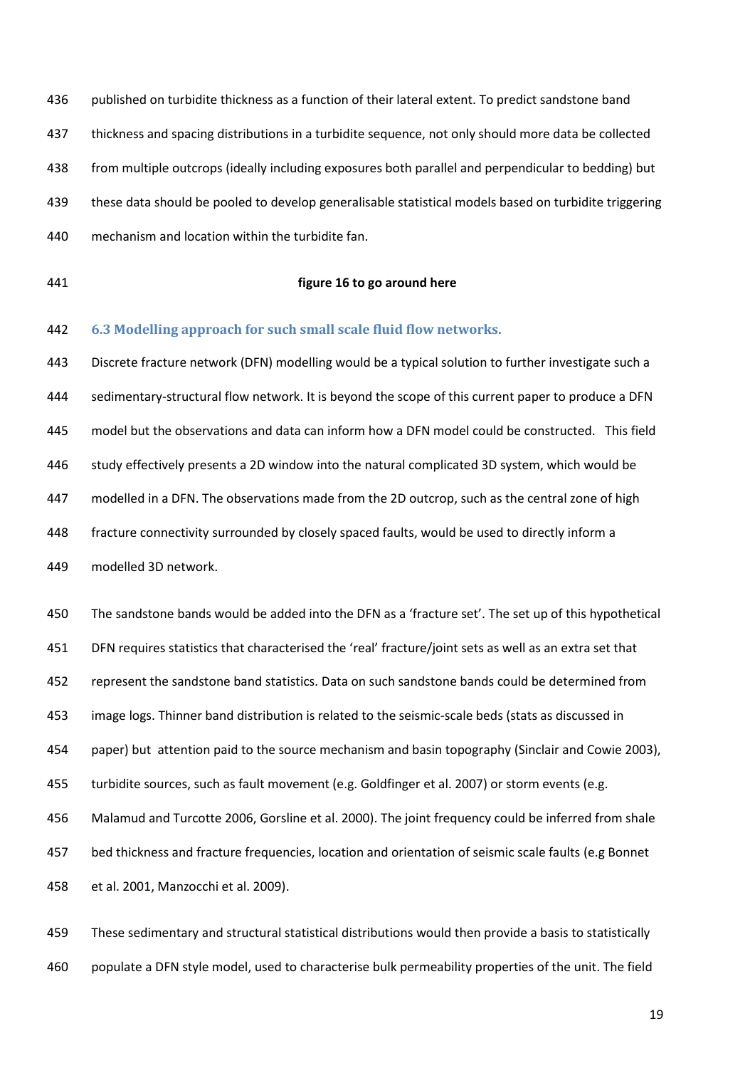published on turbidite thickness as a function of their lateral extent. To predict sandstone band thickness and spacing distributions in a turbidite sequence, not only should more data be collected from multiple outcrops (ideally including exposures both parallel and perpendicular to bedding) but these data should be pooled to develop generalisable statistical models based on turbidite triggering mechanism and location within the turbidite fan.

**figure 16 to go around here**

### 6.3 Modelling approach for such small scale fluid flow networks.

Discrete fracture network (DFN) modelling would be a typical solution to further investigate such a sedimentary-structural flow network. It is beyond the scope of this current paper to produce a DFN model but the observations and data can inform how a DFN model could be constructed. This field study effectively presents a 2D window into the natural complicated 3D system, which would be modelled in a DFN. The observations made from the 2D outcrop, such as the central zone of high fracture connectivity surrounded by closely spaced faults, would be used to directly inform a modelled 3D network.

The sandstone bands would be added into the DFN as a 'fracture set'. The set up of this hypothetical DFN requires statistics that characterised the 'real' fracture/joint sets as well as an extra set that represent the sandstone band statistics. Data on such sandstone bands could be determined from image logs. Thinner band distribution is related to the seismic-scale beds (stats as discussed in paper) but attention paid to the source mechanism and basin topography (Sinclair and Cowie 2003), turbidite sources, such as fault movement (e.g. Goldfinger et al. 2007) or storm events (e.g. Malamud and Turcotte 2006, Gorsline et al. 2000). The joint frequency could be inferred from shale bed thickness and fracture frequencies, location and orientation of seismic scale faults (e.g Bonnet et al. 2001, Manzocchi et al. 2009).

These sedimentary and structural statistical distributions would then provide a basis to statistically populate a DFN style model, used to characterise bulk permeability properties of the unit. The field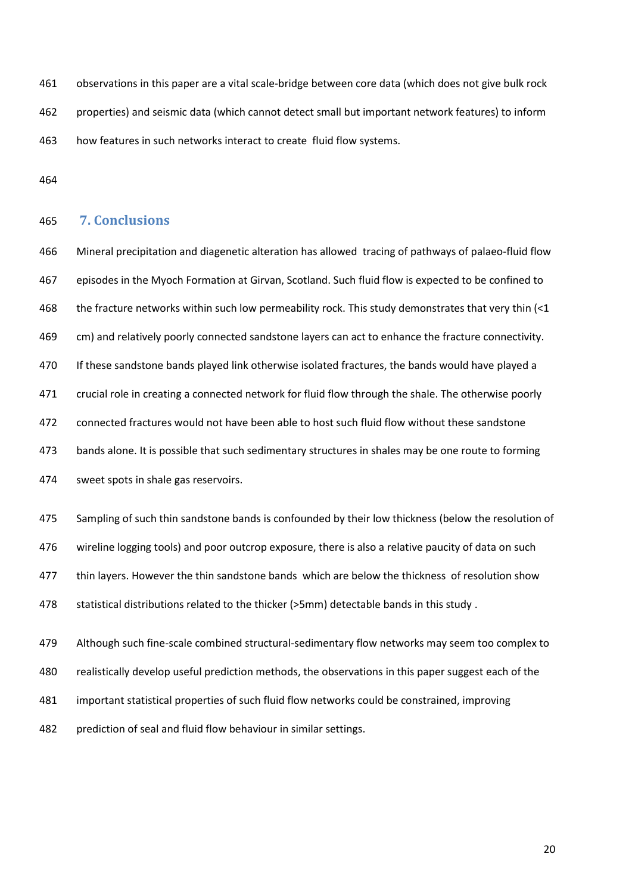observations in this paper are a vital scale-bridge between core data (which does not give bulk rock properties) and seismic data (which cannot detect small but important network features) to inform how features in such networks interact to create fluid flow systems.

## 7. Conclusions

Mineral precipitation and diagenetic alteration has allowed tracing of pathways of palaeo-fluid flow episodes in the Myoch Formation at Girvan, Scotland. Such fluid flow is expected to be confined to the fracture networks within such low permeability rock. This study demonstrates that very thin (<1 cm) and relatively poorly connected sandstone layers can act to enhance the fracture connectivity. If these sandstone bands played link otherwise isolated fractures, the bands would have played a crucial role in creating a connected network for fluid flow through the shale. The otherwise poorly connected fractures would not have been able to host such fluid flow without these sandstone bands alone. It is possible that such sedimentary structures in shales may be one route to forming sweet spots in shale gas reservoirs.

Sampling of such thin sandstone bands is confounded by their low thickness (below the resolution of wireline logging tools) and poor outcrop exposure, there is also a relative paucity of data on such thin layers. However the thin sandstone bands which are below the thickness of resolution show statistical distributions related to the thicker (>5mm) detectable bands in this study .

Although such fine-scale combined structural-sedimentary flow networks may seem too complex to realistically develop useful prediction methods, the observations in this paper suggest each of the important statistical properties of such fluid flow networks could be constrained, improving prediction of seal and fluid flow behaviour in similar settings.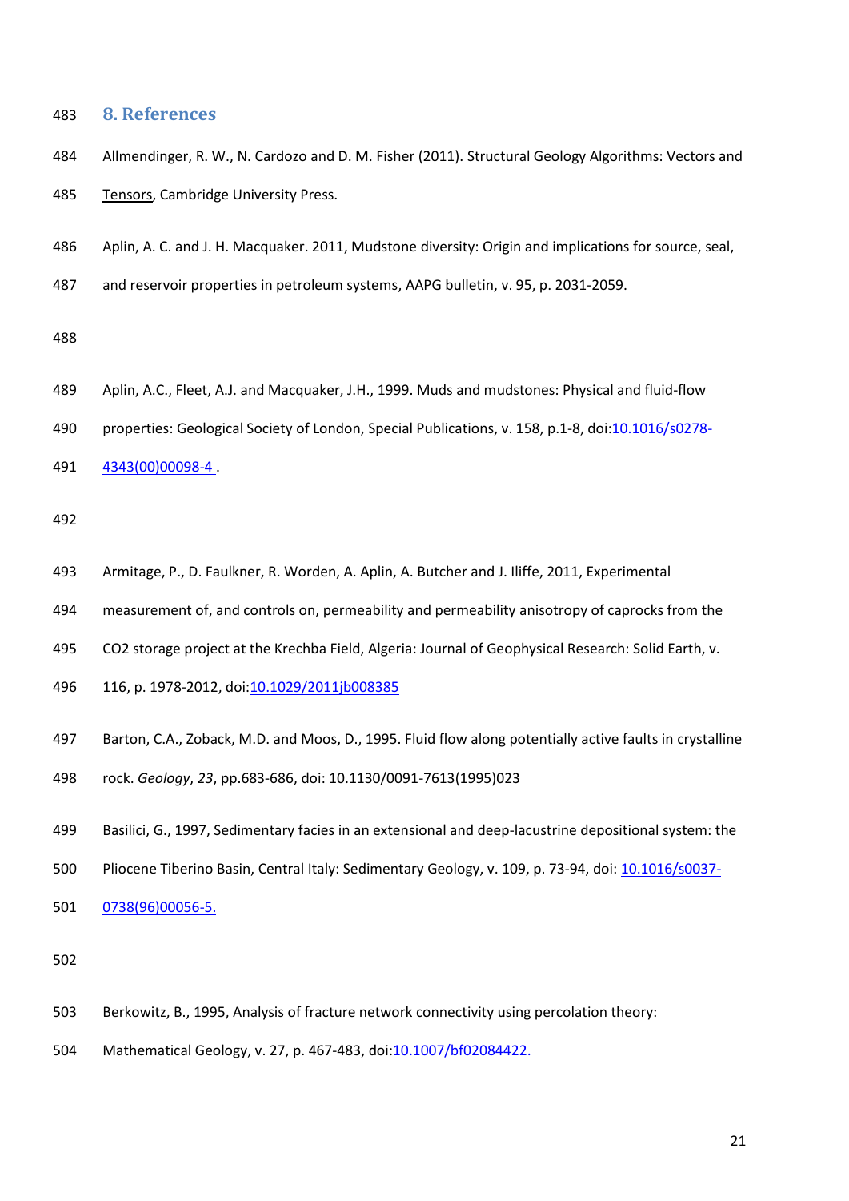## 8. References

Allmendinger, R. W., N. Cardozo and D. M. Fisher (2011). Structural Geology Algorithms: Vectors and Tensors, Cambridge University Press.

Aplin, A. C. and J. H. Macquaker. 2011, Mudstone diversity: Origin and implications for source, seal, and reservoir properties in petroleum systems, AAPG bulletin, v. 95, p. 2031-2059.

Aplin, A.C., Fleet, A.J. and Macquaker, J.H., 1999. Muds and mudstones: Physical and fluid-flow properties: Geological Society of London, Special Publications, v. 158, p.1-8, doi:10.1016/s0278-4343(00)00098-4 .

Armitage, P., D. Faulkner, R. Worden, A. Aplin, A. Butcher and J. Iliffe, 2011, Experimental measurement of, and controls on, permeability and permeability anisotropy of caprocks from the CO2 storage project at the Krechba Field, Algeria: Journal of Geophysical Research: Solid Earth, v. 116, p. 1978-2012, doi:10.1029/2011jb008385

Barton, C.A., Zoback, M.D. and Moos, D., 1995. Fluid flow along potentially active faults in crystalline rock. *Geology*, *23*, pp.683-686, doi: 10.1130/0091-7613(1995)023

Basilici, G., 1997, Sedimentary facies in an extensional and deep-lacustrine depositional system: the Pliocene Tiberino Basin, Central Italy: Sedimentary Geology, v. 109, p. 73-94, doi: 10.1016/s0037-0738(96)00056-5.

Berkowitz, B., 1995, Analysis of fracture network connectivity using percolation theory: Mathematical Geology, v. 27, p. 467-483, doi:10.1007/bf02084422.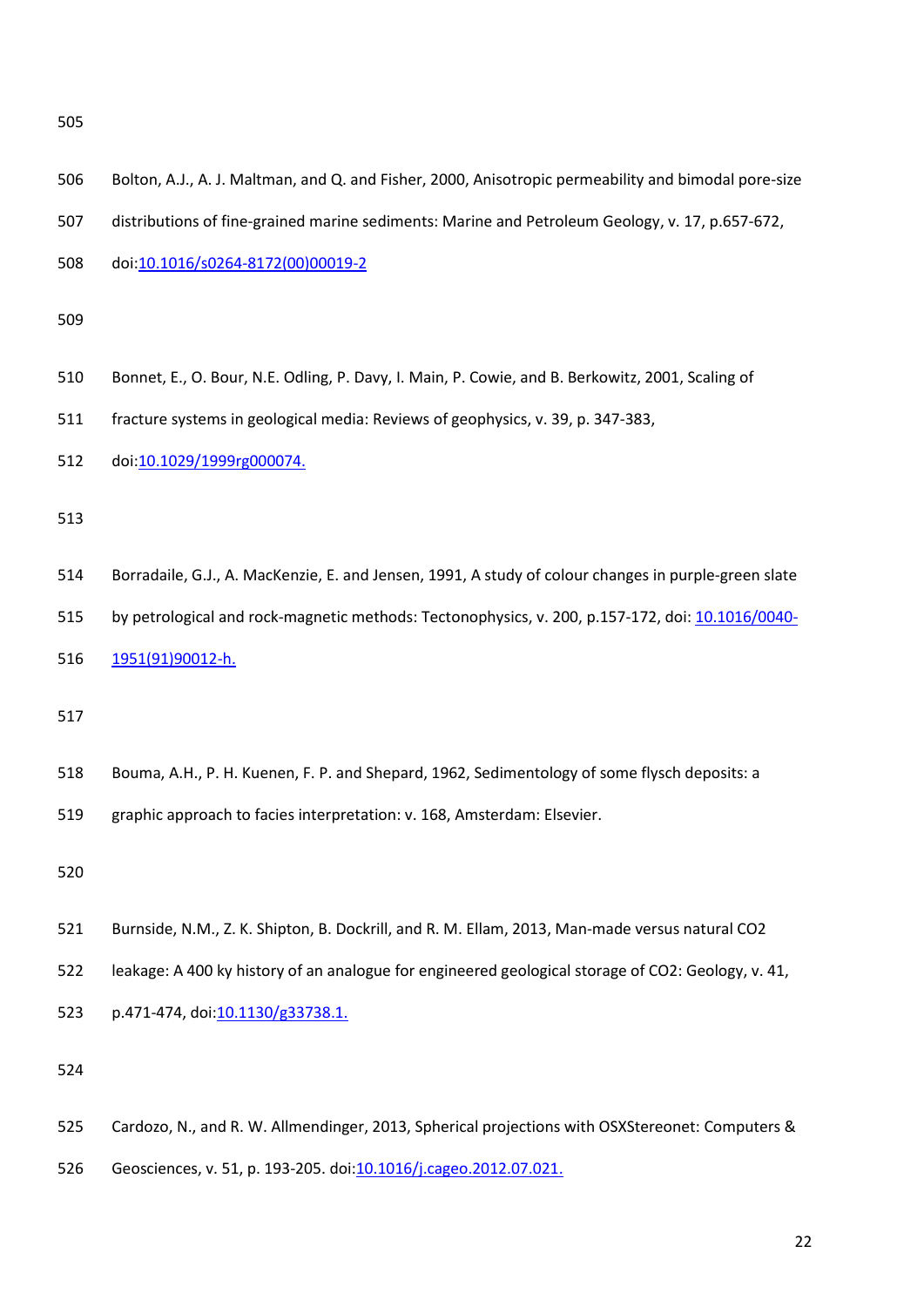Bolton, A.J., A. J. Maltman, and Q. and Fisher, 2000, Anisotropic permeability and bimodal pore-size distributions of fine-grained marine sediments: Marine and Petroleum Geology, v. 17, p.657-672, doi:10.1016/s0264-8172(00)00019-2

Bonnet, E., O. Bour, N.E. Odling, P. Davy, I. Main, P. Cowie, and B. Berkowitz, 2001, Scaling of fracture systems in geological media: Reviews of geophysics, v. 39, p. 347-383, doi:10.1029/1999rg000074.

Borradaile, G.J., A. MacKenzie, E. and Jensen, 1991, A study of colour changes in purple-green slate by petrological and rock-magnetic methods: Tectonophysics, v. 200, p.157-172, doi: 10.1016/0040-1951(91)90012-h.

Bouma, A.H., P. H. Kuenen, F. P. and Shepard, 1962, Sedimentology of some flysch deposits: a graphic approach to facies interpretation: v. 168, Amsterdam: Elsevier.

Burnside, N.M., Z. K. Shipton, B. Dockrill, and R. M. Ellam, 2013, Man-made versus natural CO2 leakage: A 400 ky history of an analogue for engineered geological storage of CO2: Geology, v. 41, p.471-474, doi:10.1130/g33738.1.

Cardozo, N., and R. W. Allmendinger, 2013, Spherical projections with OSXStereonet: Computers & Geosciences, v. 51, p. 193-205. doi:10.1016/j.cageo.2012.07.021.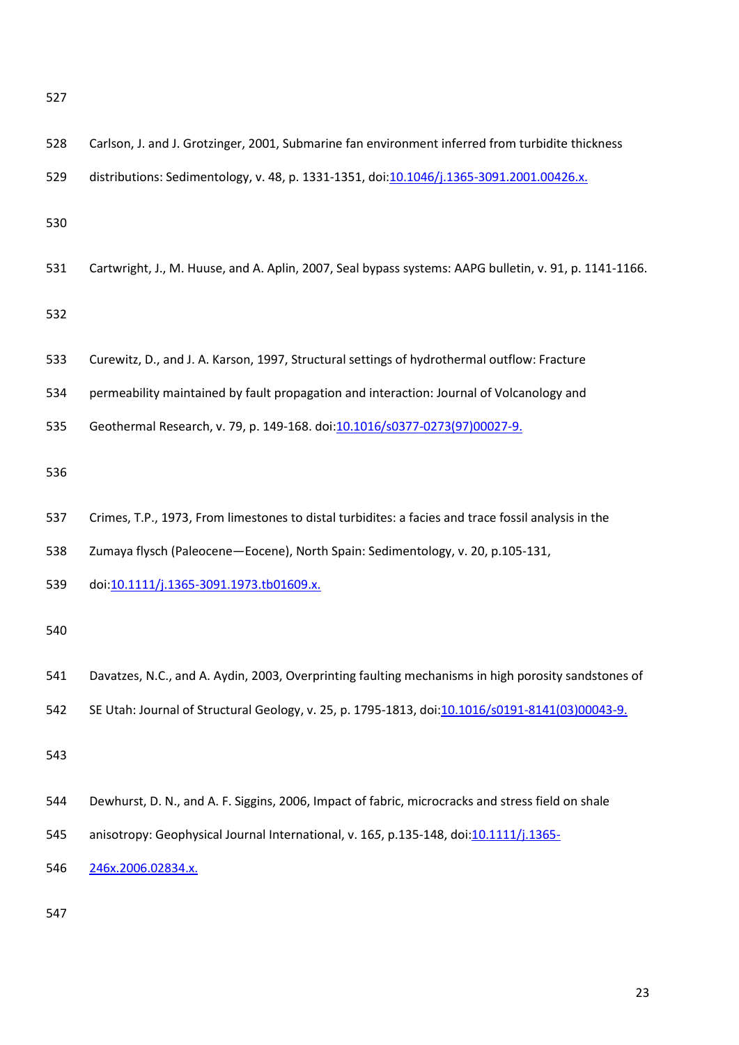Carlson, J. and J. Grotzinger, 2001, Submarine fan environment inferred from turbidite thickness distributions: Sedimentology, v. 48, p. 1331-1351, doi:10.1046/j.1365-3091.2001.00426.x.

Cartwright, J., M. Huuse, and A. Aplin, 2007, Seal bypass systems: AAPG bulletin, v. 91, p. 1141-1166.

Curewitz, D., and J. A. Karson, 1997, Structural settings of hydrothermal outflow: Fracture permeability maintained by fault propagation and interaction: Journal of Volcanology and Geothermal Research, v. 79, p. 149-168. doi:10.1016/s0377-0273(97)00027-9.

Crimes, T.P., 1973, From limestones to distal turbidites: a facies and trace fossil analysis in the Zumaya flysch (Paleocene—Eocene), North Spain: Sedimentology, v. 20, p.105-131, doi:10.1111/j.1365-3091.1973.tb01609.x.

Davatzes, N.C., and A. Aydin, 2003, Overprinting faulting mechanisms in high porosity sandstones of SE Utah: Journal of Structural Geology, v. 25, p. 1795-1813, doi:10.1016/s0191-8141(03)00043-9.

Dewhurst, D. N., and A. F. Siggins, 2006, Impact of fabric, microcracks and stress field on shale anisotropy: Geophysical Journal International, v. 165, p.135-148, doi:10.1111/j.1365-246x.2006.02834.x.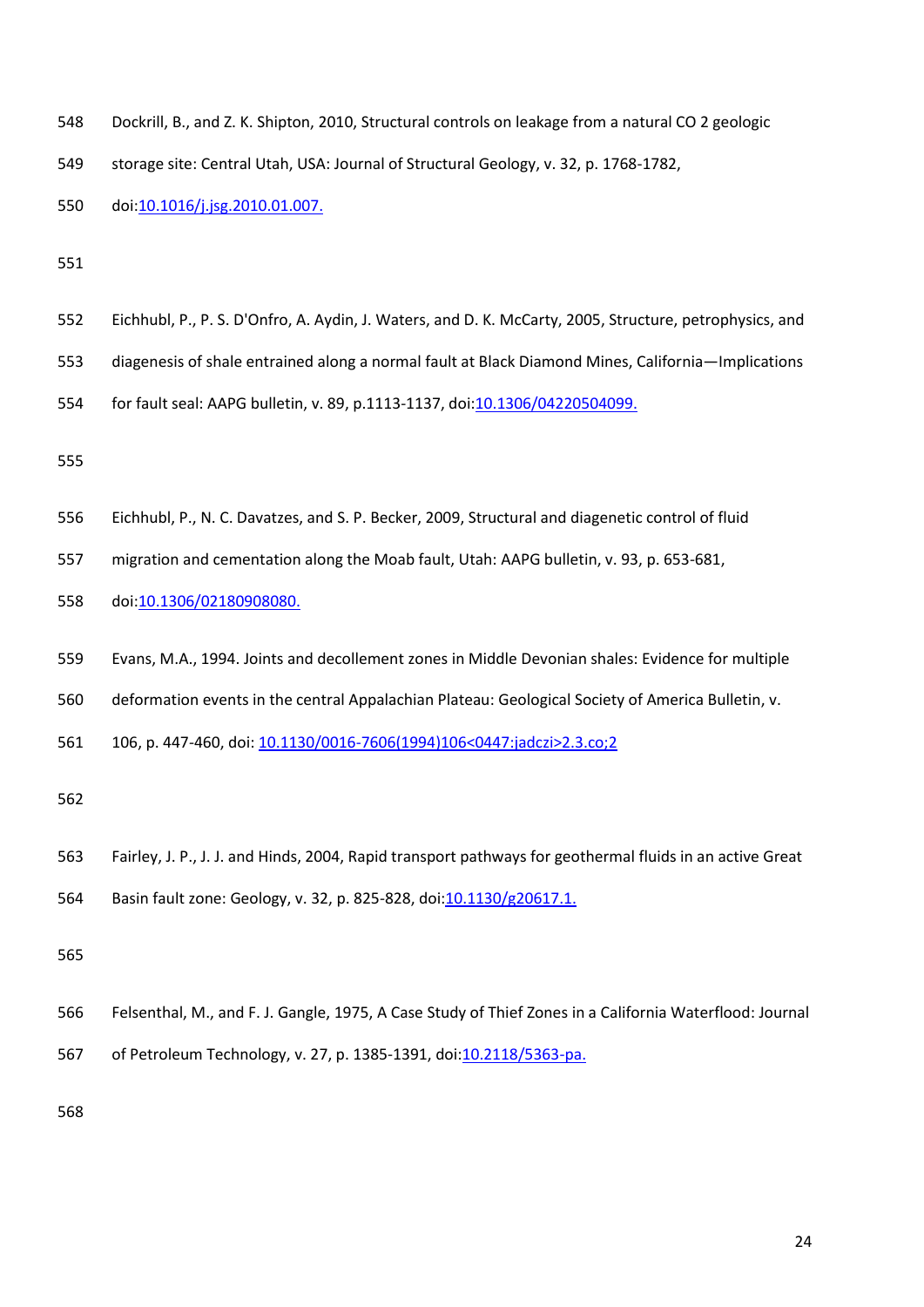Dockrill, B., and Z. K. Shipton, 2010, Structural controls on leakage from a natural CO 2 geologic storage site: Central Utah, USA: Journal of Structural Geology, v. 32, p. 1768-1782, doi:10.1016/j.jsg.2010.01.007.

Eichhubl, P., P. S. D'Onfro, A. Aydin, J. Waters, and D. K. McCarty, 2005, Structure, petrophysics, and diagenesis of shale entrained along a normal fault at Black Diamond Mines, California—Implications for fault seal: AAPG bulletin, v. 89, p.1113-1137, doi:10.1306/04220504099.

Eichhubl, P., N. C. Davatzes, and S. P. Becker, 2009, Structural and diagenetic control of fluid migration and cementation along the Moab fault, Utah: AAPG bulletin, v. 93, p. 653-681, doi:10.1306/02180908080.

Evans, M.A., 1994. Joints and decollement zones in Middle Devonian shales: Evidence for multiple deformation events in the central Appalachian Plateau: Geological Society of America Bulletin, v. 106, p. 447-460, doi: 10.1130/0016-7606(1994)106<0447:jadczi>2.3.co;2

Fairley, J. P., J. J. and Hinds, 2004, Rapid transport pathways for geothermal fluids in an active Great Basin fault zone: Geology, v. 32, p. 825-828, doi:10.1130/g20617.1.

Felsenthal, M., and F. J. Gangle, 1975, A Case Study of Thief Zones in a California Waterflood: Journal of Petroleum Technology, v. 27, p. 1385-1391, doi:10.2118/5363-pa.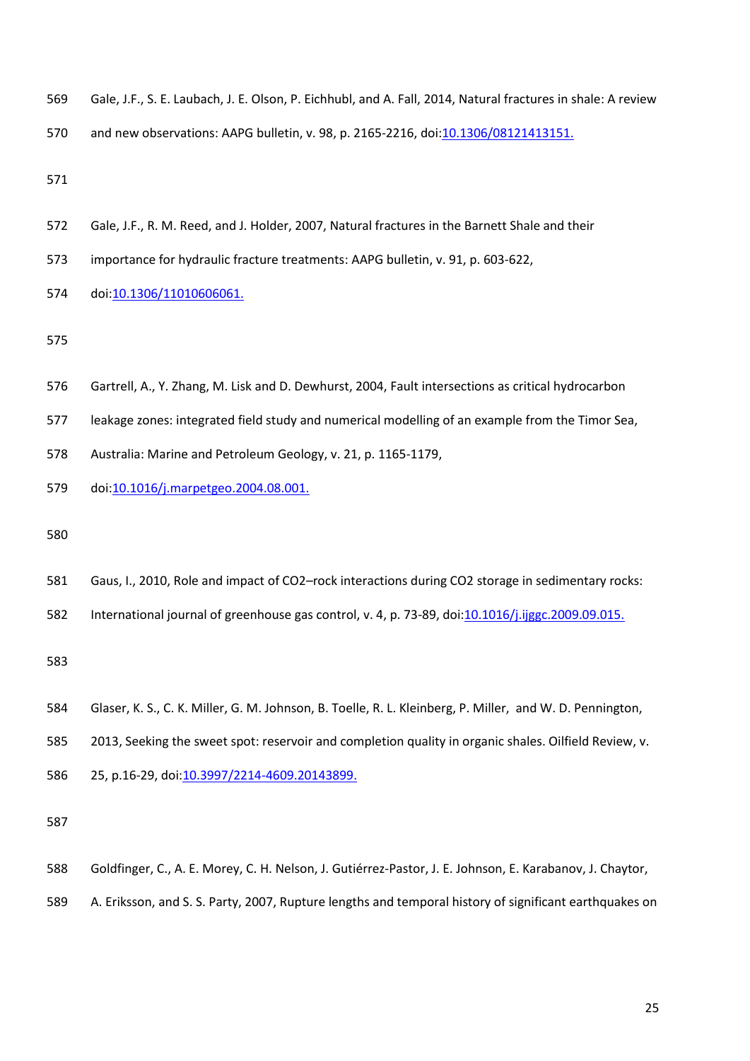569 Gale, J.F., S. E. Laubach, J. E. Olson, P. Eichhubl, and A. Fall, 2014, Natural fractures in shale: A review

570 and new observations: AAPG bulletin, v. 98, p. 2165-2216, doi:10.1306/08121413151.

571

572 Gale, J.F., R. M. Reed, and J. Holder, 2007, Natural fractures in the Barnett Shale and their

573 importance for hydraulic fracture treatments: AAPG bulletin, v. 91, p. 603-622,

574 doi:10.1306/11010606061.

575

576 Gartrell, A., Y. Zhang, M. Lisk and D. Dewhurst, 2004, Fault intersections as critical hydrocarbon

577 leakage zones: integrated field study and numerical modelling of an example from the Timor Sea,

578 Australia: Marine and Petroleum Geology, v. 21, p. 1165-1179,

579 doi:10.1016/j.marpetgeo.2004.08.001.

580

581 Gaus, I., 2010, Role and impact of CO2–rock interactions during CO2 storage in sedimentary rocks:

582 International journal of greenhouse gas control, v. 4, p. 73-89, doi:10.1016/j.ijggc.2009.09.015.

583

584 Glaser, K. S., C. K. Miller, G. M. Johnson, B. Toelle, R. L. Kleinberg, P. Miller, and W. D. Pennington,

585 2013, Seeking the sweet spot: reservoir and completion quality in organic shales. Oilfield Review, v.

586 25, p.16-29, doi:10.3997/2214-4609.20143899.

587

588 Goldfinger, C., A. E. Morey, C. H. Nelson, J. Gutiérrez-Pastor, J. E. Johnson, E. Karabanov, J. Chaytor,

589 A. Eriksson, and S. S. Party, 2007, Rupture lengths and temporal history of significant earthquakes on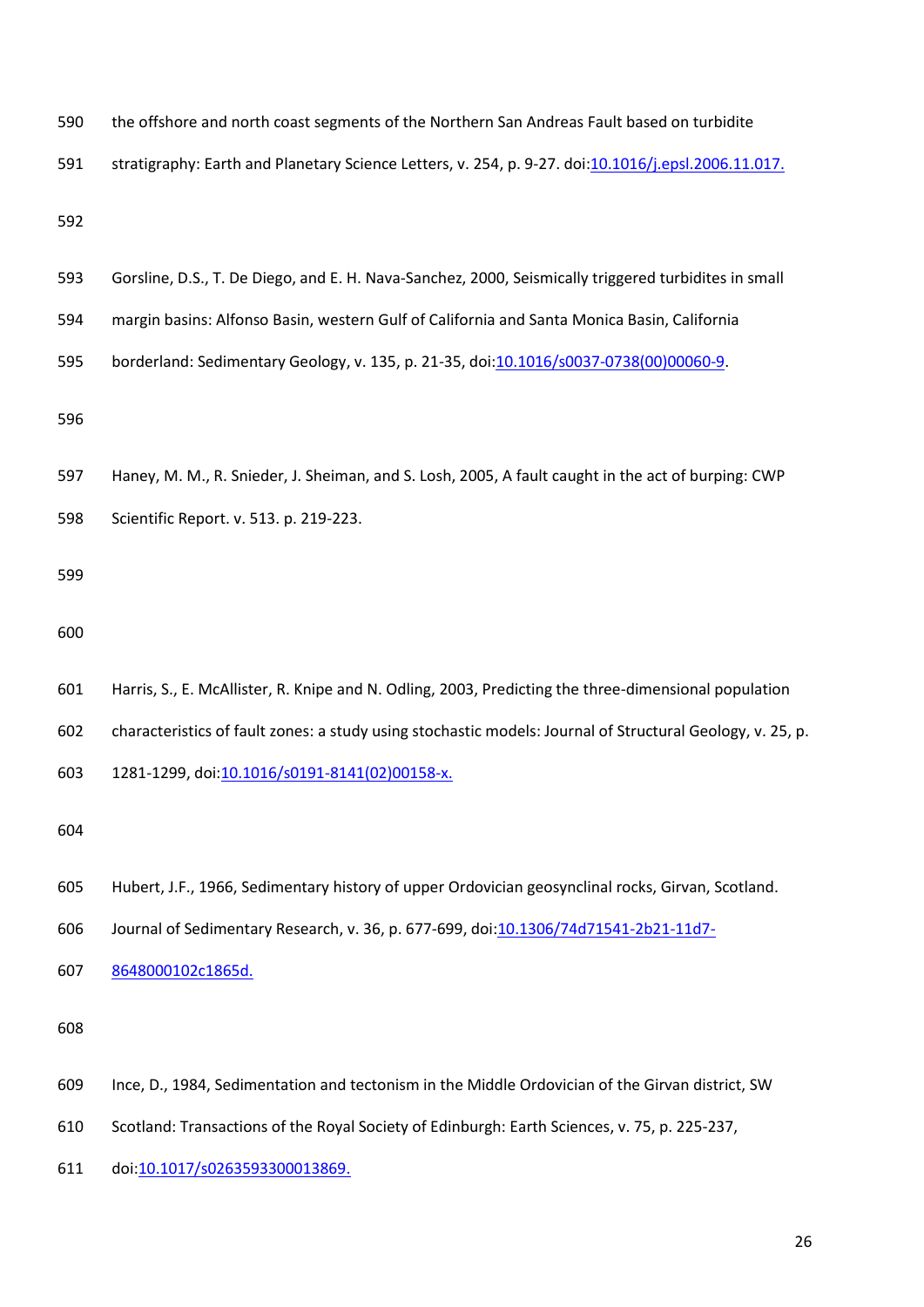the offshore and north coast segments of the Northern San Andreas Fault based on turbidite stratigraphy: Earth and Planetary Science Letters, v. 254, p. 9-27. doi:10.1016/j.epsl.2006.11.017.

Gorsline, D.S., T. De Diego, and E. H. Nava-Sanchez, 2000, Seismically triggered turbidites in small margin basins: Alfonso Basin, western Gulf of California and Santa Monica Basin, California borderland: Sedimentary Geology, v. 135, p. 21-35, doi:10.1016/s0037-0738(00)00060-9.

Haney, M. M., R. Snieder, J. Sheiman, and S. Losh, 2005, A fault caught in the act of burping: CWP Scientific Report. v. 513. p. 219-223.

Harris, S., E. McAllister, R. Knipe and N. Odling, 2003, Predicting the three-dimensional population characteristics of fault zones: a study using stochastic models: Journal of Structural Geology, v. 25, p. 1281-1299, doi:10.1016/s0191-8141(02)00158-x.

Hubert, J.F., 1966, Sedimentary history of upper Ordovician geosynclinal rocks, Girvan, Scotland. Journal of Sedimentary Research, v. 36, p. 677-699, doi:10.1306/74d71541-2b21-11d7-8648000102c1865d.

Ince, D., 1984, Sedimentation and tectonism in the Middle Ordovician of the Girvan district, SW Scotland: Transactions of the Royal Society of Edinburgh: Earth Sciences, v. 75, p. 225-237, doi:10.1017/s0263593300013869.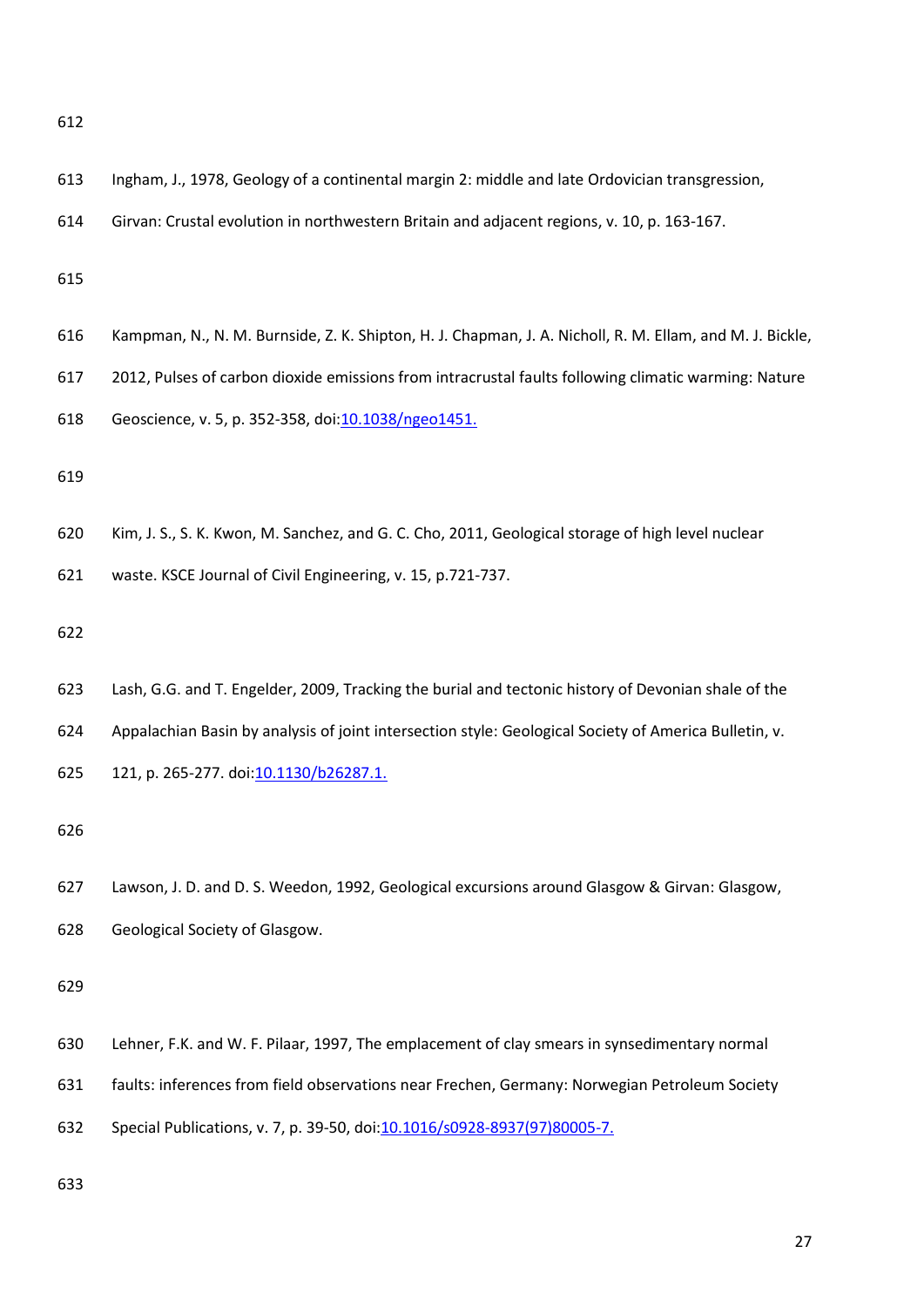Ingham, J., 1978, Geology of a continental margin 2: middle and late Ordovician transgression, Girvan: Crustal evolution in northwestern Britain and adjacent regions, v. 10, p. 163-167.

Kampman, N., N. M. Burnside, Z. K. Shipton, H. J. Chapman, J. A. Nicholl, R. M. Ellam, and M. J. Bickle, 2012, Pulses of carbon dioxide emissions from intracrustal faults following climatic warming: Nature Geoscience, v. 5, p. 352-358, doi:10.1038/ngeo1451.

Kim, J. S., S. K. Kwon, M. Sanchez, and G. C. Cho, 2011, Geological storage of high level nuclear waste. KSCE Journal of Civil Engineering, v. 15, p.721-737.

Lash, G.G. and T. Engelder, 2009, Tracking the burial and tectonic history of Devonian shale of the Appalachian Basin by analysis of joint intersection style: Geological Society of America Bulletin, v. 121, p. 265-277. doi:10.1130/b26287.1.

Lawson, J. D. and D. S. Weedon, 1992, Geological excursions around Glasgow & Girvan: Glasgow, Geological Society of Glasgow.

Lehner, F.K. and W. F. Pilaar, 1997, The emplacement of clay smears in synsedimentary normal faults: inferences from field observations near Frechen, Germany: Norwegian Petroleum Society Special Publications, v. 7, p. 39-50, doi:10.1016/s0928-8937(97)80005-7.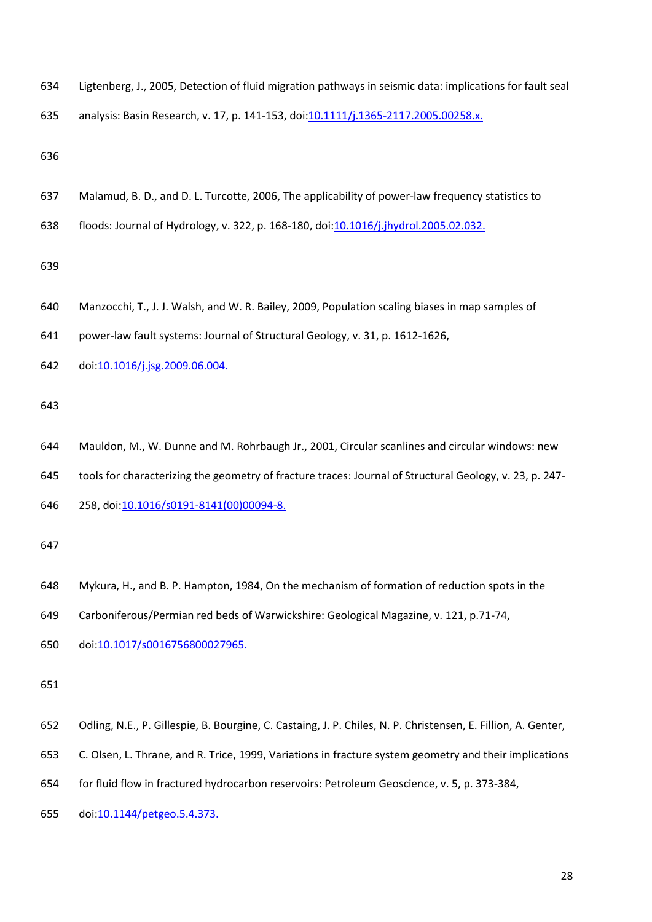Ligtenberg, J., 2005, Detection of fluid migration pathways in seismic data: implications for fault seal analysis: Basin Research, v. 17, p. 141-153, doi:10.1111/j.1365-2117.2005.00258.x.

Malamud, B. D., and D. L. Turcotte, 2006, The applicability of power-law frequency statistics to floods: Journal of Hydrology, v. 322, p. 168-180, doi:10.1016/j.jhydrol.2005.02.032.

Manzocchi, T., J. J. Walsh, and W. R. Bailey, 2009, Population scaling biases in map samples of power-law fault systems: Journal of Structural Geology, v. 31, p. 1612-1626, doi:10.1016/j.jsg.2009.06.004.

Mauldon, M., W. Dunne and M. Rohrbaugh Jr., 2001, Circular scanlines and circular windows: new tools for characterizing the geometry of fracture traces: Journal of Structural Geology, v. 23, p. 247-258, doi:10.1016/s0191-8141(00)00094-8.

Mykura, H., and B. P. Hampton, 1984, On the mechanism of formation of reduction spots in the Carboniferous/Permian red beds of Warwickshire: Geological Magazine, v. 121, p.71-74, doi:10.1017/s0016756800027965.

Odling, N.E., P. Gillespie, B. Bourgine, C. Castaing, J. P. Chiles, N. P. Christensen, E. Fillion, A. Genter, C. Olsen, L. Thrane, and R. Trice, 1999, Variations in fracture system geometry and their implications for fluid flow in fractured hydrocarbon reservoirs: Petroleum Geoscience, v. 5, p. 373-384, doi:10.1144/petgeo.5.4.373.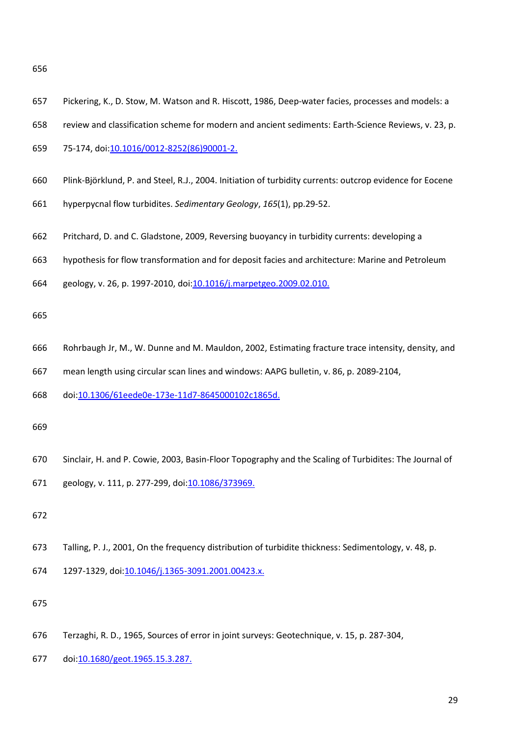Pickering, K., D. Stow, M. Watson and R. Hiscott, 1986, Deep-water facies, processes and models: a review and classification scheme for modern and ancient sediments: Earth-Science Reviews, v. 23, p. 75-174, doi:10.1016/0012-8252(86)90001-2.

Plink-Björklund, P. and Steel, R.J., 2004. Initiation of turbidity currents: outcrop evidence for Eocene hyperpycnal flow turbidites. *Sedimentary Geology*, *165*(1), pp.29-52.

Pritchard, D. and C. Gladstone, 2009, Reversing buoyancy in turbidity currents: developing a hypothesis for flow transformation and for deposit facies and architecture: Marine and Petroleum geology, v. 26, p. 1997-2010, doi:10.1016/j.marpetgeo.2009.02.010.

Rohrbaugh Jr, M., W. Dunne and M. Mauldon, 2002, Estimating fracture trace intensity, density, and mean length using circular scan lines and windows: AAPG bulletin, v. 86, p. 2089-2104, doi:10.1306/61eede0e-173e-11d7-8645000102c1865d.

Sinclair, H. and P. Cowie, 2003, Basin-Floor Topography and the Scaling of Turbidites: The Journal of geology, v. 111, p. 277-299, doi:10.1086/373969.

Talling, P. J., 2001, On the frequency distribution of turbidite thickness: Sedimentology, v. 48, p. 1297-1329, doi:10.1046/j.1365-3091.2001.00423.x.

Terzaghi, R. D., 1965, Sources of error in joint surveys: Geotechnique, v. 15, p. 287-304, doi:10.1680/geot.1965.15.3.287.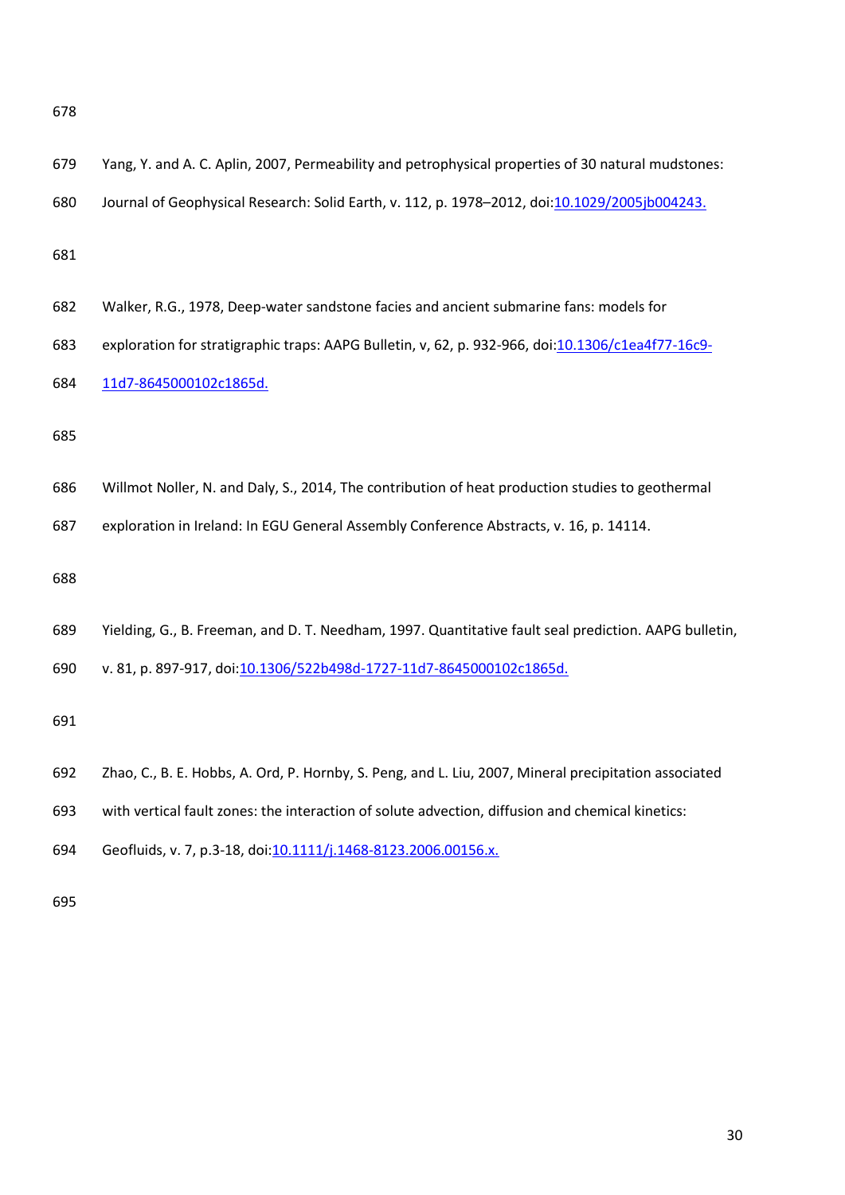Yang, Y. and A. C. Aplin, 2007, Permeability and petrophysical properties of 30 natural mudstones: Journal of Geophysical Research: Solid Earth, v. 112, p. 1978–2012, doi:10.1029/2005jb004243.

Walker, R.G., 1978, Deep-water sandstone facies and ancient submarine fans: models for exploration for stratigraphic traps: AAPG Bulletin, v, 62, p. 932-966, doi:10.1306/c1ea4f77-16c9-11d7-8645000102c1865d.

Willmot Noller, N. and Daly, S., 2014, The contribution of heat production studies to geothermal exploration in Ireland: In EGU General Assembly Conference Abstracts, v. 16, p. 14114.

Yielding, G., B. Freeman, and D. T. Needham, 1997. Quantitative fault seal prediction. AAPG bulletin, v. 81, p. 897-917, doi:10.1306/522b498d-1727-11d7-8645000102c1865d.

Zhao, C., B. E. Hobbs, A. Ord, P. Hornby, S. Peng, and L. Liu, 2007, Mineral precipitation associated with vertical fault zones: the interaction of solute advection, diffusion and chemical kinetics: Geofluids, v. 7, p.3-18, doi:10.1111/j.1468-8123.2006.00156.x.